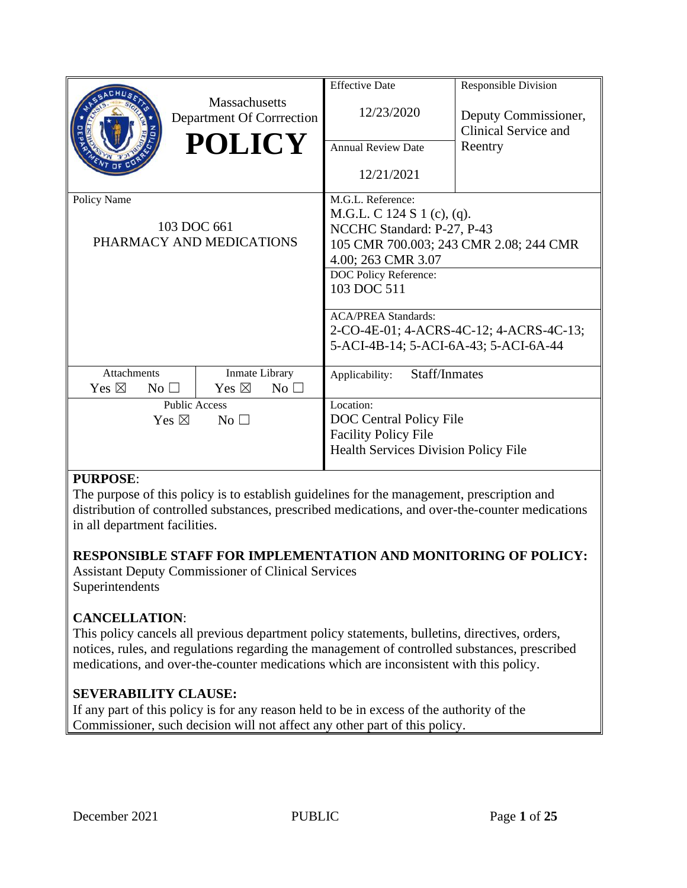| Massachusetts Department Of Corrrection **POLICY** | Effective Date 12/23/2020 | Responsible Division Deputy Commissioner, Clinical Service and Reentry |
|---|---|---|
| | Annual Review Date 12/21/2021 | |
| Policy Name 103 DOC 661 PHARMACY AND MEDICATIONS | M.G.L. Reference: M.G.L. C 124 S 1 (c), (q). NCCHC Standard: P-27, P-43 105 CMR 700.003; 243 CMR 2.08; 244 CMR 4.00; 263 CMR 3.07 | |
| | DOC Policy Reference: 103 DOC 511 | |
| | ACA/PREA Standards: 2-CO-4E-01; 4-ACRS-4C-12; 4-ACRS-4C-13; 5-ACI-4B-14; 5-ACI-6A-43; 5-ACI-6A-44 | |
| Attachments Yes ☒ No ☐ / Inmate Library Yes ☒ No ☐ | Applicability: Staff/Inmates | |
| Public Access Yes ☒ No ☐ | Location: DOC Central Policy File Facility Policy File Health Services Division Policy File | |

**PURPOSE**:
The purpose of this policy is to establish guidelines for the management, prescription and distribution of controlled substances, prescribed medications, and over-the-counter medications in all department facilities.

**RESPONSIBLE STAFF FOR IMPLEMENTATION AND MONITORING OF POLICY:**
Assistant Deputy Commissioner of Clinical Services
Superintendents

**CANCELLATION**:
This policy cancels all previous department policy statements, bulletins, directives, orders, notices, rules, and regulations regarding the management of controlled substances, prescribed medications, and over-the-counter medications which are inconsistent with this policy.

**SEVERABILITY CLAUSE:**
If any part of this policy is for any reason held to be in excess of the authority of the Commissioner, such decision will not affect any other part of this policy.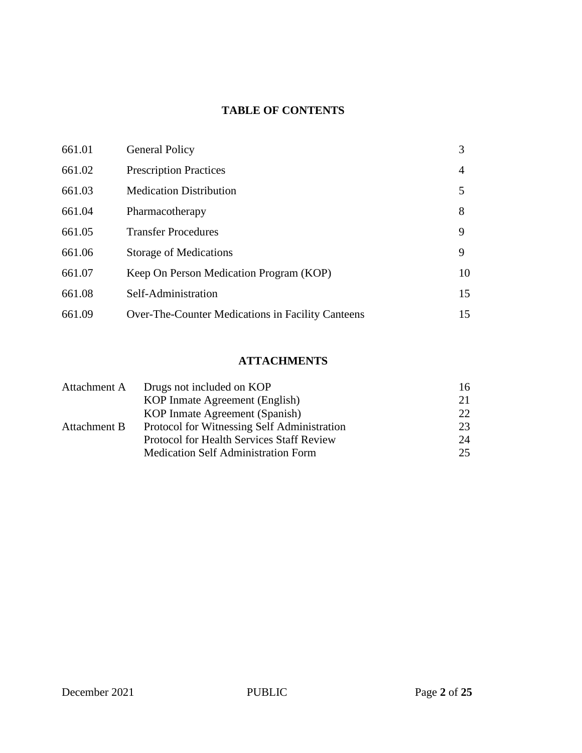## TABLE OF CONTENTS

| | | |
|---|---|---|
| 661.01 | General Policy | 3 |
| 661.02 | Prescription Practices | 4 |
| 661.03 | Medication Distribution | 5 |
| 661.04 | Pharmacotherapy | 8 |
| 661.05 | Transfer Procedures | 9 |
| 661.06 | Storage of Medications | 9 |
| 661.07 | Keep On Person Medication Program (KOP) | 10 |
| 661.08 | Self-Administration | 15 |
| 661.09 | Over-The-Counter Medications in Facility Canteens | 15 |

## ATTACHMENTS

| | | |
|---|---|---|
| Attachment A | Drugs not included on KOP | 16 |
| | KOP Inmate Agreement (English) | 21 |
| | KOP Inmate Agreement (Spanish) | 22 |
| Attachment B | Protocol for Witnessing Self Administration | 23 |
| | Protocol for Health Services Staff Review | 24 |
| | Medication Self Administration Form | 25 |

December 2021 PUBLIC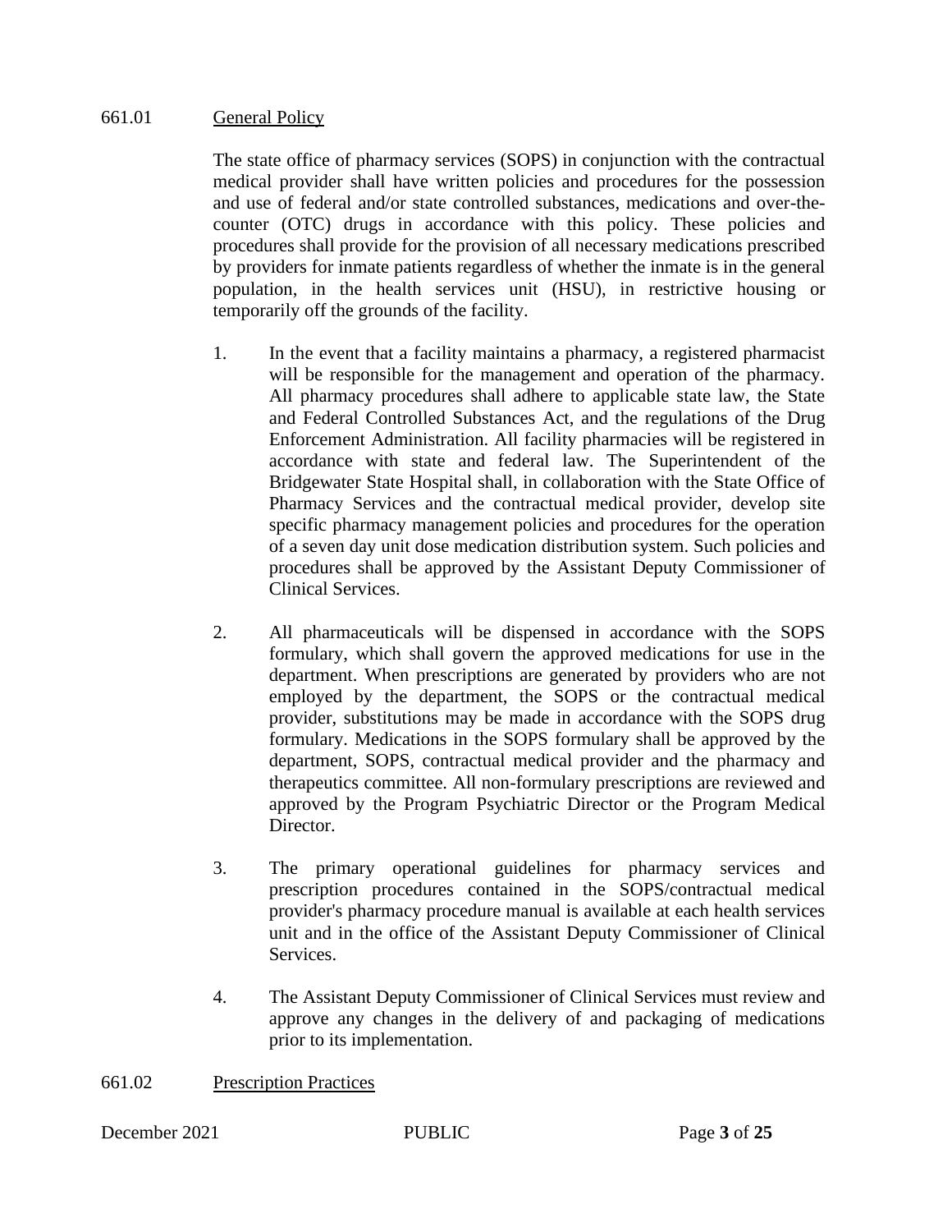## 661.01 General Policy

The state office of pharmacy services (SOPS) in conjunction with the contractual medical provider shall have written policies and procedures for the possession and use of federal and/or state controlled substances, medications and over-the-counter (OTC) drugs in accordance with this policy. These policies and procedures shall provide for the provision of all necessary medications prescribed by providers for inmate patients regardless of whether the inmate is in the general population, in the health services unit (HSU), in restrictive housing or temporarily off the grounds of the facility.

1. In the event that a facility maintains a pharmacy, a registered pharmacist will be responsible for the management and operation of the pharmacy. All pharmacy procedures shall adhere to applicable state law, the State and Federal Controlled Substances Act, and the regulations of the Drug Enforcement Administration. All facility pharmacies will be registered in accordance with state and federal law. The Superintendent of the Bridgewater State Hospital shall, in collaboration with the State Office of Pharmacy Services and the contractual medical provider, develop site specific pharmacy management policies and procedures for the operation of a seven day unit dose medication distribution system. Such policies and procedures shall be approved by the Assistant Deputy Commissioner of Clinical Services.

2. All pharmaceuticals will be dispensed in accordance with the SOPS formulary, which shall govern the approved medications for use in the department. When prescriptions are generated by providers who are not employed by the department, the SOPS or the contractual medical provider, substitutions may be made in accordance with the SOPS drug formulary. Medications in the SOPS formulary shall be approved by the department, SOPS, contractual medical provider and the pharmacy and therapeutics committee. All non-formulary prescriptions are reviewed and approved by the Program Psychiatric Director or the Program Medical Director.

3. The primary operational guidelines for pharmacy services and prescription procedures contained in the SOPS/contractual medical provider's pharmacy procedure manual is available at each health services unit and in the office of the Assistant Deputy Commissioner of Clinical Services.

4. The Assistant Deputy Commissioner of Clinical Services must review and approve any changes in the delivery of and packaging of medications prior to its implementation.

## 661.02 Prescription Practices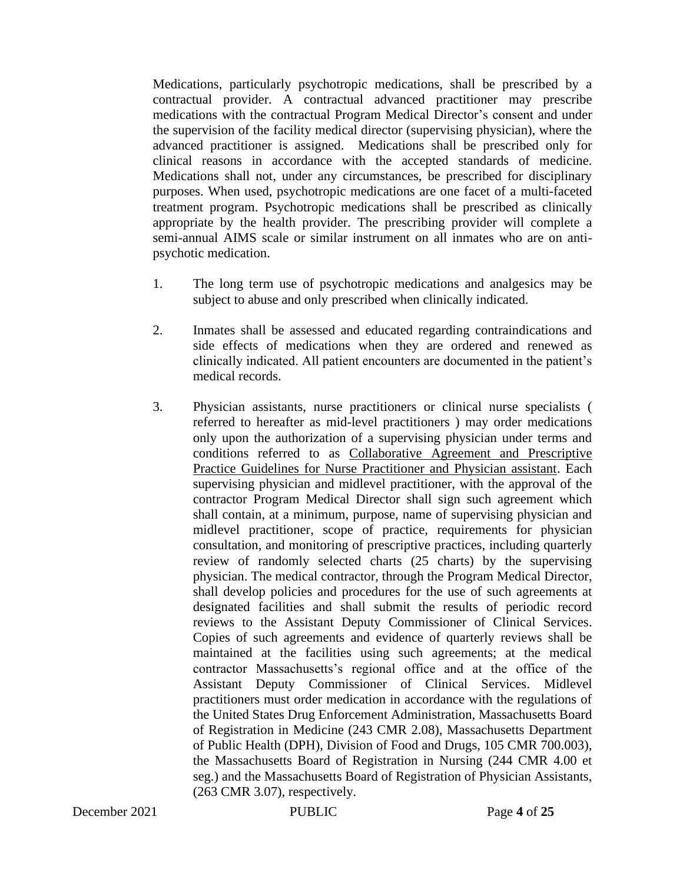Medications, particularly psychotropic medications, shall be prescribed by a contractual provider. A contractual advanced practitioner may prescribe medications with the contractual Program Medical Director's consent and under the supervision of the facility medical director (supervising physician), where the advanced practitioner is assigned. Medications shall be prescribed only for clinical reasons in accordance with the accepted standards of medicine. Medications shall not, under any circumstances, be prescribed for disciplinary purposes. When used, psychotropic medications are one facet of a multi-faceted treatment program. Psychotropic medications shall be prescribed as clinically appropriate by the health provider. The prescribing provider will complete a semi-annual AIMS scale or similar instrument on all inmates who are on anti-psychotic medication.

1. The long term use of psychotropic medications and analgesics may be subject to abuse and only prescribed when clinically indicated.

2. Inmates shall be assessed and educated regarding contraindications and side effects of medications when they are ordered and renewed as clinically indicated. All patient encounters are documented in the patient's medical records.

3. Physician assistants, nurse practitioners or clinical nurse specialists ( referred to hereafter as mid-level practitioners ) may order medications only upon the authorization of a supervising physician under terms and conditions referred to as <u>Collaborative Agreement and Prescriptive Practice Guidelines for Nurse Practitioner and Physician assistant</u>. Each supervising physician and midlevel practitioner, with the approval of the contractor Program Medical Director shall sign such agreement which shall contain, at a minimum, purpose, name of supervising physician and midlevel practitioner, scope of practice, requirements for physician consultation, and monitoring of prescriptive practices, including quarterly review of randomly selected charts (25 charts) by the supervising physician. The medical contractor, through the Program Medical Director, shall develop policies and procedures for the use of such agreements at designated facilities and shall submit the results of periodic record reviews to the Assistant Deputy Commissioner of Clinical Services. Copies of such agreements and evidence of quarterly reviews shall be maintained at the facilities using such agreements; at the medical contractor Massachusetts's regional office and at the office of the Assistant Deputy Commissioner of Clinical Services. Midlevel practitioners must order medication in accordance with the regulations of the United States Drug Enforcement Administration, Massachusetts Board of Registration in Medicine (243 CMR 2.08), Massachusetts Department of Public Health (DPH), Division of Food and Drugs, 105 CMR 700.003), the Massachusetts Board of Registration in Nursing (244 CMR 4.00 et seg.) and the Massachusetts Board of Registration of Physician Assistants, (263 CMR 3.07), respectively.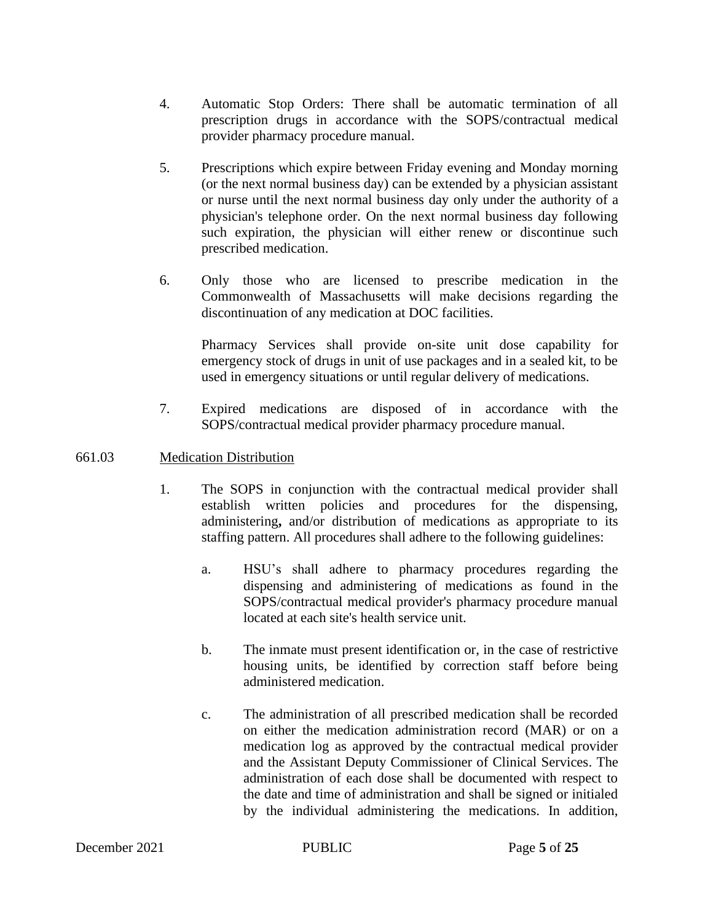4. Automatic Stop Orders: There shall be automatic termination of all prescription drugs in accordance with the SOPS/contractual medical provider pharmacy procedure manual.

5. Prescriptions which expire between Friday evening and Monday morning (or the next normal business day) can be extended by a physician assistant or nurse until the next normal business day only under the authority of a physician's telephone order. On the next normal business day following such expiration, the physician will either renew or discontinue such prescribed medication.

6. Only those who are licensed to prescribe medication in the Commonwealth of Massachusetts will make decisions regarding the discontinuation of any medication at DOC facilities.

   Pharmacy Services shall provide on-site unit dose capability for emergency stock of drugs in unit of use packages and in a sealed kit, to be used in emergency situations or until regular delivery of medications.

7. Expired medications are disposed of in accordance with the SOPS/contractual medical provider pharmacy procedure manual.

661.03 <u>Medication Distribution</u>

1. The SOPS in conjunction with the contractual medical provider shall establish written policies and procedures for the dispensing, administering**,** and/or distribution of medications as appropriate to its staffing pattern. All procedures shall adhere to the following guidelines:

   a. HSU's shall adhere to pharmacy procedures regarding the dispensing and administering of medications as found in the SOPS/contractual medical provider's pharmacy procedure manual located at each site's health service unit.

   b. The inmate must present identification or, in the case of restrictive housing units, be identified by correction staff before being administered medication.

   c. The administration of all prescribed medication shall be recorded on either the medication administration record (MAR) or on a medication log as approved by the contractual medical provider and the Assistant Deputy Commissioner of Clinical Services. The administration of each dose shall be documented with respect to the date and time of administration and shall be signed or initialed by the individual administering the medications. In addition,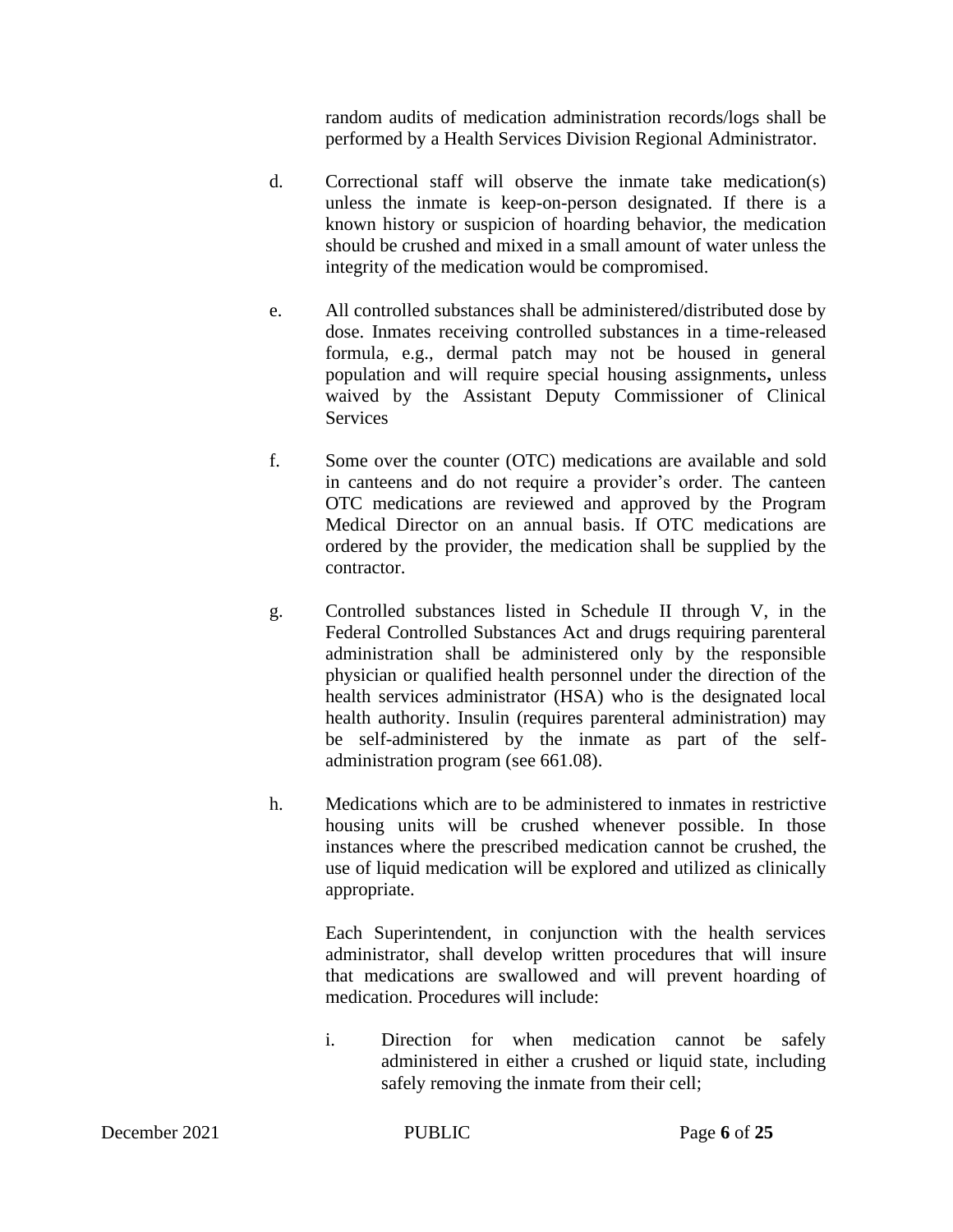random audits of medication administration records/logs shall be performed by a Health Services Division Regional Administrator.

d. Correctional staff will observe the inmate take medication(s) unless the inmate is keep-on-person designated. If there is a known history or suspicion of hoarding behavior, the medication should be crushed and mixed in a small amount of water unless the integrity of the medication would be compromised.

e. All controlled substances shall be administered/distributed dose by dose. Inmates receiving controlled substances in a time-released formula, e.g., dermal patch may not be housed in general population and will require special housing assignments**,** unless waived by the Assistant Deputy Commissioner of Clinical Services

f. Some over the counter (OTC) medications are available and sold in canteens and do not require a provider's order. The canteen OTC medications are reviewed and approved by the Program Medical Director on an annual basis. If OTC medications are ordered by the provider, the medication shall be supplied by the contractor.

g. Controlled substances listed in Schedule II through V, in the Federal Controlled Substances Act and drugs requiring parenteral administration shall be administered only by the responsible physician or qualified health personnel under the direction of the health services administrator (HSA) who is the designated local health authority. Insulin (requires parenteral administration) may be self-administered by the inmate as part of the self-administration program (see 661.08).

h. Medications which are to be administered to inmates in restrictive housing units will be crushed whenever possible. In those instances where the prescribed medication cannot be crushed, the use of liquid medication will be explored and utilized as clinically appropriate.

   Each Superintendent, in conjunction with the health services administrator, shall develop written procedures that will insure that medications are swallowed and will prevent hoarding of medication. Procedures will include:

   i. Direction for when medication cannot be safely administered in either a crushed or liquid state, including safely removing the inmate from their cell;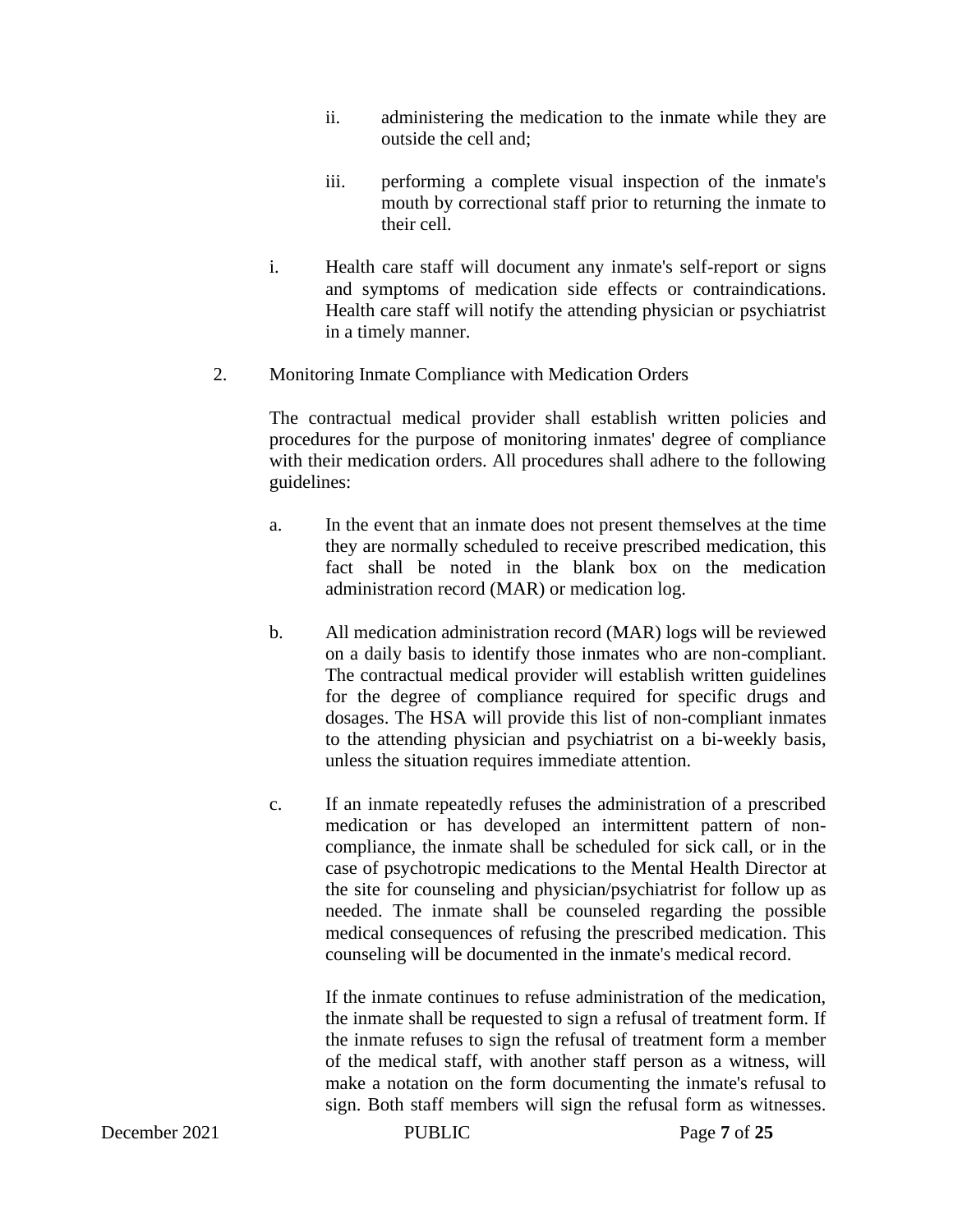ii. administering the medication to the inmate while they are outside the cell and;

iii. performing a complete visual inspection of the inmate's mouth by correctional staff prior to returning the inmate to their cell.

i. Health care staff will document any inmate's self-report or signs and symptoms of medication side effects or contraindications. Health care staff will notify the attending physician or psychiatrist in a timely manner.

2. Monitoring Inmate Compliance with Medication Orders

The contractual medical provider shall establish written policies and procedures for the purpose of monitoring inmates' degree of compliance with their medication orders. All procedures shall adhere to the following guidelines:

a. In the event that an inmate does not present themselves at the time they are normally scheduled to receive prescribed medication, this fact shall be noted in the blank box on the medication administration record (MAR) or medication log.

b. All medication administration record (MAR) logs will be reviewed on a daily basis to identify those inmates who are non-compliant. The contractual medical provider will establish written guidelines for the degree of compliance required for specific drugs and dosages. The HSA will provide this list of non-compliant inmates to the attending physician and psychiatrist on a bi-weekly basis, unless the situation requires immediate attention.

c. If an inmate repeatedly refuses the administration of a prescribed medication or has developed an intermittent pattern of non-compliance, the inmate shall be scheduled for sick call, or in the case of psychotropic medications to the Mental Health Director at the site for counseling and physician/psychiatrist for follow up as needed. The inmate shall be counseled regarding the possible medical consequences of refusing the prescribed medication. This counseling will be documented in the inmate's medical record.

If the inmate continues to refuse administration of the medication, the inmate shall be requested to sign a refusal of treatment form. If the inmate refuses to sign the refusal of treatment form a member of the medical staff, with another staff person as a witness, will make a notation on the form documenting the inmate's refusal to sign. Both staff members will sign the refusal form as witnesses.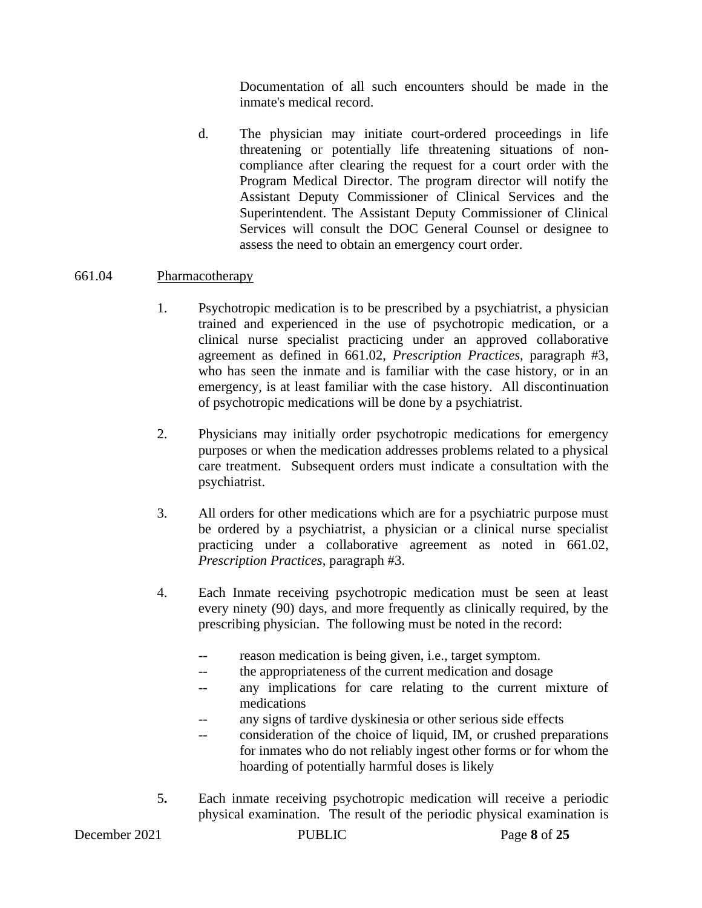Documentation of all such encounters should be made in the inmate's medical record.

d. The physician may initiate court-ordered proceedings in life threatening or potentially life threatening situations of non-compliance after clearing the request for a court order with the Program Medical Director. The program director will notify the Assistant Deputy Commissioner of Clinical Services and the Superintendent. The Assistant Deputy Commissioner of Clinical Services will consult the DOC General Counsel or designee to assess the need to obtain an emergency court order.

## 661.04 Pharmacotherapy

1. Psychotropic medication is to be prescribed by a psychiatrist, a physician trained and experienced in the use of psychotropic medication, or a clinical nurse specialist practicing under an approved collaborative agreement as defined in 661.02, *Prescription Practices*, paragraph #3, who has seen the inmate and is familiar with the case history, or in an emergency, is at least familiar with the case history. All discontinuation of psychotropic medications will be done by a psychiatrist.

2. Physicians may initially order psychotropic medications for emergency purposes or when the medication addresses problems related to a physical care treatment. Subsequent orders must indicate a consultation with the psychiatrist.

3. All orders for other medications which are for a psychiatric purpose must be ordered by a psychiatrist, a physician or a clinical nurse specialist practicing under a collaborative agreement as noted in 661.02, *Prescription Practices*, paragraph #3.

4. Each Inmate receiving psychotropic medication must be seen at least every ninety (90) days, and more frequently as clinically required, by the prescribing physician. The following must be noted in the record:

   - reason medication is being given, i.e., target symptom.
   - the appropriateness of the current medication and dosage
   - any implications for care relating to the current mixture of medications
   - any signs of tardive dyskinesia or other serious side effects
   - consideration of the choice of liquid, IM, or crushed preparations for inmates who do not reliably ingest other forms or for whom the hoarding of potentially harmful doses is likely

5. Each inmate receiving psychotropic medication will receive a periodic physical examination. The result of the periodic physical examination is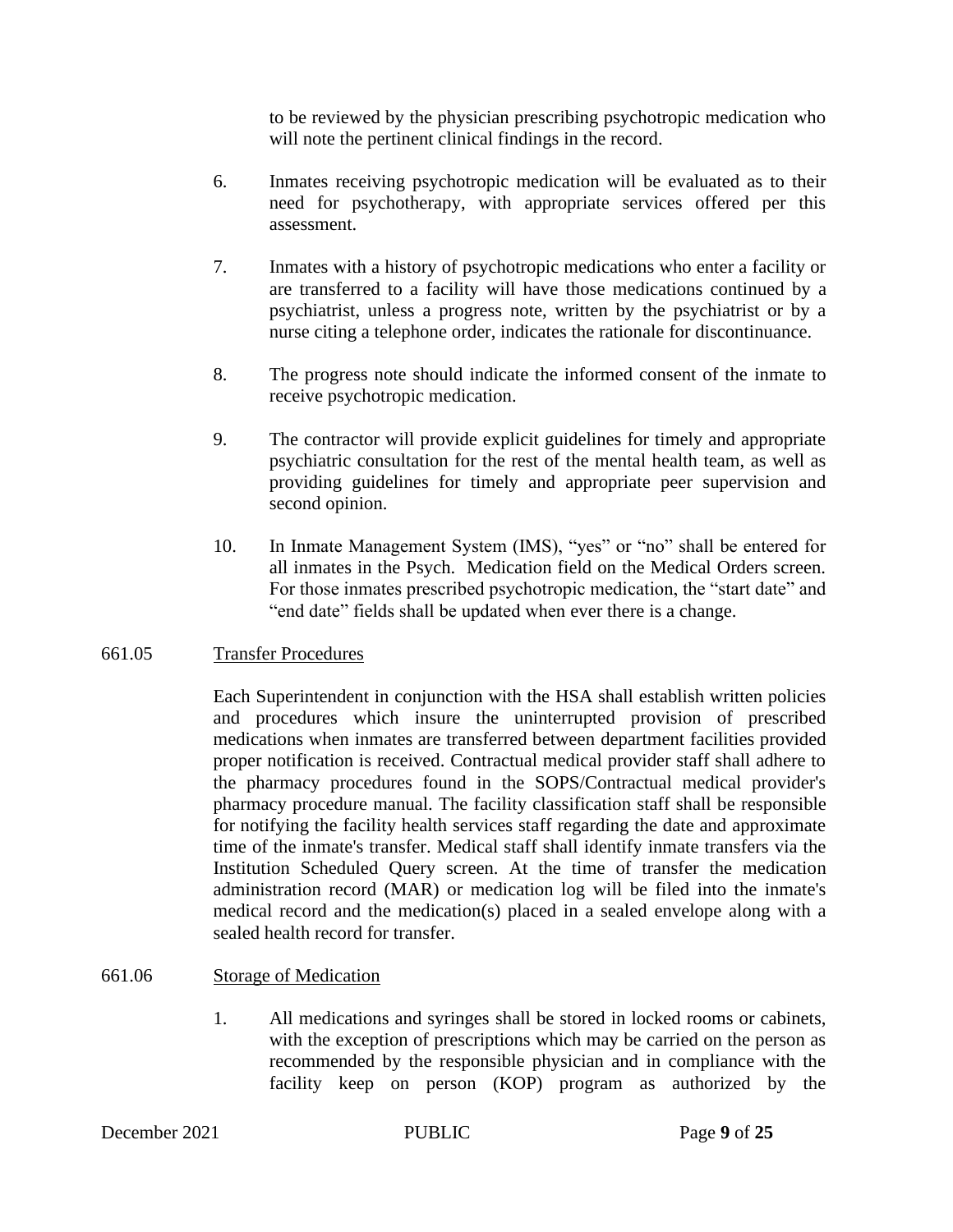to be reviewed by the physician prescribing psychotropic medication who will note the pertinent clinical findings in the record.

6. Inmates receiving psychotropic medication will be evaluated as to their need for psychotherapy, with appropriate services offered per this assessment.

7. Inmates with a history of psychotropic medications who enter a facility or are transferred to a facility will have those medications continued by a psychiatrist, unless a progress note, written by the psychiatrist or by a nurse citing a telephone order, indicates the rationale for discontinuance.

8. The progress note should indicate the informed consent of the inmate to receive psychotropic medication.

9. The contractor will provide explicit guidelines for timely and appropriate psychiatric consultation for the rest of the mental health team, as well as providing guidelines for timely and appropriate peer supervision and second opinion.

10. In Inmate Management System (IMS), "yes" or "no" shall be entered for all inmates in the Psych. Medication field on the Medical Orders screen. For those inmates prescribed psychotropic medication, the "start date" and "end date" fields shall be updated when ever there is a change.

661.05 Transfer Procedures

Each Superintendent in conjunction with the HSA shall establish written policies and procedures which insure the uninterrupted provision of prescribed medications when inmates are transferred between department facilities provided proper notification is received. Contractual medical provider staff shall adhere to the pharmacy procedures found in the SOPS/Contractual medical provider's pharmacy procedure manual. The facility classification staff shall be responsible for notifying the facility health services staff regarding the date and approximate time of the inmate's transfer. Medical staff shall identify inmate transfers via the Institution Scheduled Query screen. At the time of transfer the medication administration record (MAR) or medication log will be filed into the inmate's medical record and the medication(s) placed in a sealed envelope along with a sealed health record for transfer.

661.06 Storage of Medication

1. All medications and syringes shall be stored in locked rooms or cabinets, with the exception of prescriptions which may be carried on the person as recommended by the responsible physician and in compliance with the facility keep on person (KOP) program as authorized by the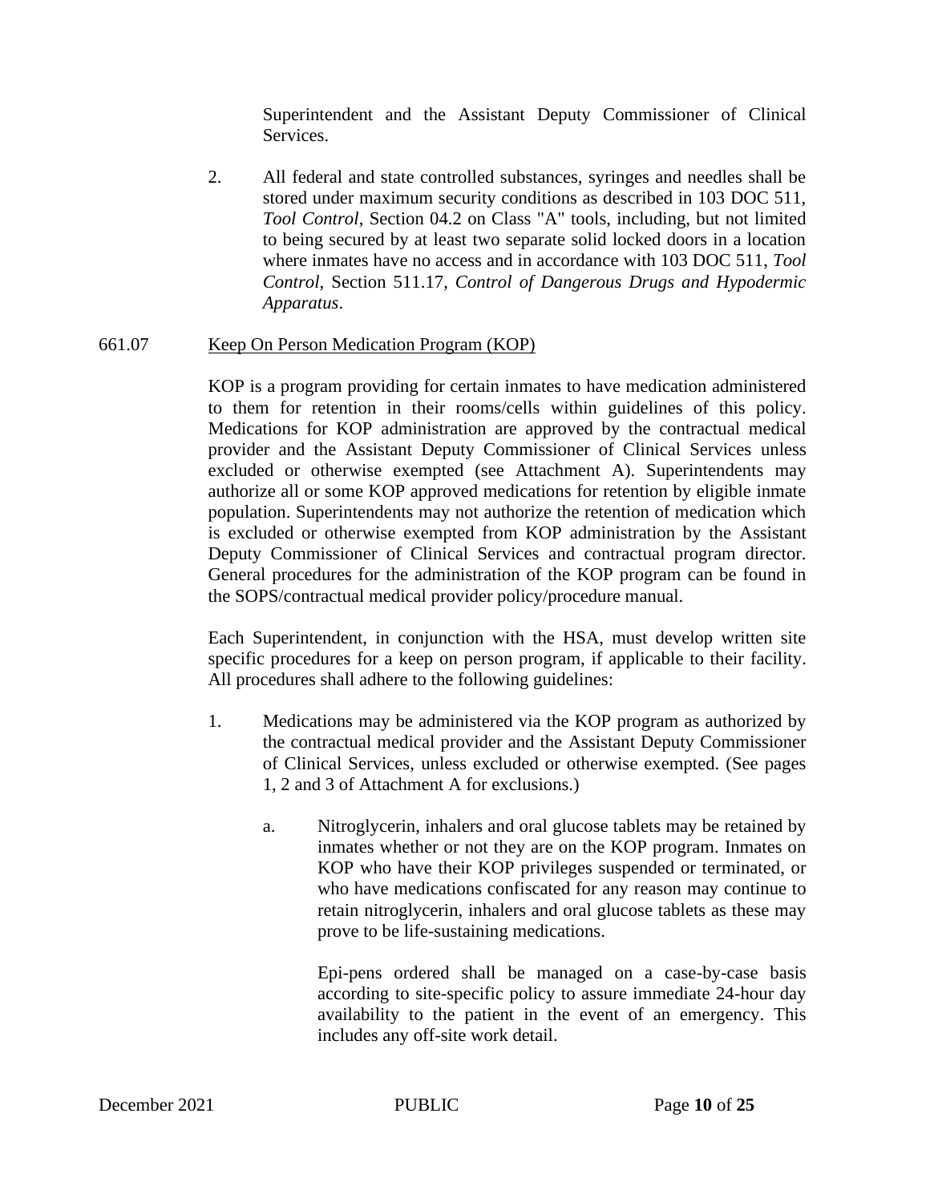Superintendent and the Assistant Deputy Commissioner of Clinical Services.

2. All federal and state controlled substances, syringes and needles shall be stored under maximum security conditions as described in 103 DOC 511, *Tool Control*, Section 04.2 on Class "A" tools, including, but not limited to being secured by at least two separate solid locked doors in a location where inmates have no access and in accordance with 103 DOC 511, *Tool Control*, Section 511.17, *Control of Dangerous Drugs and Hypodermic Apparatus*.

661.07 Keep On Person Medication Program (KOP)

KOP is a program providing for certain inmates to have medication administered to them for retention in their rooms/cells within guidelines of this policy. Medications for KOP administration are approved by the contractual medical provider and the Assistant Deputy Commissioner of Clinical Services unless excluded or otherwise exempted (see Attachment A). Superintendents may authorize all or some KOP approved medications for retention by eligible inmate population. Superintendents may not authorize the retention of medication which is excluded or otherwise exempted from KOP administration by the Assistant Deputy Commissioner of Clinical Services and contractual program director. General procedures for the administration of the KOP program can be found in the SOPS/contractual medical provider policy/procedure manual.

Each Superintendent, in conjunction with the HSA, must develop written site specific procedures for a keep on person program, if applicable to their facility. All procedures shall adhere to the following guidelines:

1. Medications may be administered via the KOP program as authorized by the contractual medical provider and the Assistant Deputy Commissioner of Clinical Services, unless excluded or otherwise exempted. (See pages 1, 2 and 3 of Attachment A for exclusions.)

   a. Nitroglycerin, inhalers and oral glucose tablets may be retained by inmates whether or not they are on the KOP program. Inmates on KOP who have their KOP privileges suspended or terminated, or who have medications confiscated for any reason may continue to retain nitroglycerin, inhalers and oral glucose tablets as these may prove to be life-sustaining medications.

      Epi-pens ordered shall be managed on a case-by-case basis according to site-specific policy to assure immediate 24-hour day availability to the patient in the event of an emergency. This includes any off-site work detail.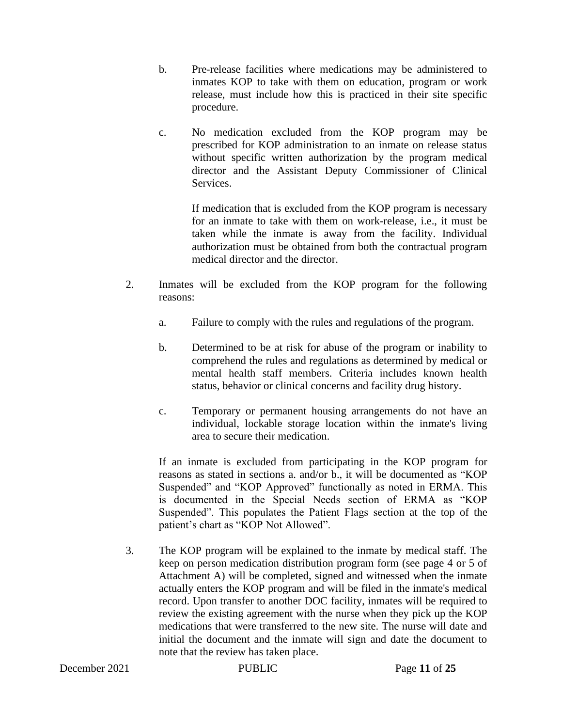b. Pre-release facilities where medications may be administered to inmates KOP to take with them on education, program or work release, must include how this is practiced in their site specific procedure.

c. No medication excluded from the KOP program may be prescribed for KOP administration to an inmate on release status without specific written authorization by the program medical director and the Assistant Deputy Commissioner of Clinical Services.

   If medication that is excluded from the KOP program is necessary for an inmate to take with them on work-release, i.e., it must be taken while the inmate is away from the facility. Individual authorization must be obtained from both the contractual program medical director and the director.

2. Inmates will be excluded from the KOP program for the following reasons:

   a. Failure to comply with the rules and regulations of the program.

   b. Determined to be at risk for abuse of the program or inability to comprehend the rules and regulations as determined by medical or mental health staff members. Criteria includes known health status, behavior or clinical concerns and facility drug history.

   c. Temporary or permanent housing arrangements do not have an individual, lockable storage location within the inmate's living area to secure their medication.

   If an inmate is excluded from participating in the KOP program for reasons as stated in sections a. and/or b., it will be documented as "KOP Suspended" and "KOP Approved" functionally as noted in ERMA. This is documented in the Special Needs section of ERMA as "KOP Suspended". This populates the Patient Flags section at the top of the patient's chart as "KOP Not Allowed".

3. The KOP program will be explained to the inmate by medical staff. The keep on person medication distribution program form (see page 4 or 5 of Attachment A) will be completed, signed and witnessed when the inmate actually enters the KOP program and will be filed in the inmate's medical record. Upon transfer to another DOC facility, inmates will be required to review the existing agreement with the nurse when they pick up the KOP medications that were transferred to the new site. The nurse will date and initial the document and the inmate will sign and date the document to note that the review has taken place.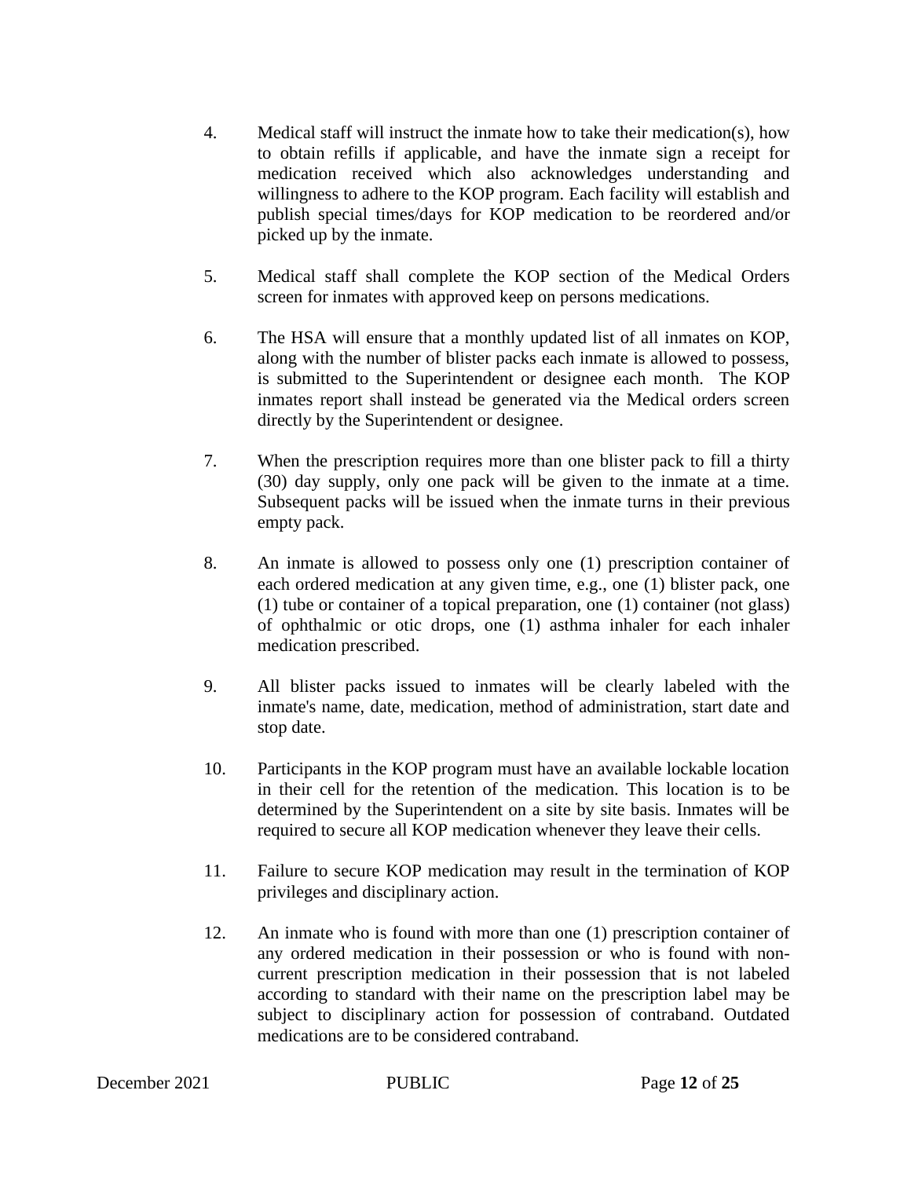4. Medical staff will instruct the inmate how to take their medication(s), how to obtain refills if applicable, and have the inmate sign a receipt for medication received which also acknowledges understanding and willingness to adhere to the KOP program. Each facility will establish and publish special times/days for KOP medication to be reordered and/or picked up by the inmate.

5. Medical staff shall complete the KOP section of the Medical Orders screen for inmates with approved keep on persons medications.

6. The HSA will ensure that a monthly updated list of all inmates on KOP, along with the number of blister packs each inmate is allowed to possess, is submitted to the Superintendent or designee each month. The KOP inmates report shall instead be generated via the Medical orders screen directly by the Superintendent or designee.

7. When the prescription requires more than one blister pack to fill a thirty (30) day supply, only one pack will be given to the inmate at a time. Subsequent packs will be issued when the inmate turns in their previous empty pack.

8. An inmate is allowed to possess only one (1) prescription container of each ordered medication at any given time, e.g., one (1) blister pack, one (1) tube or container of a topical preparation, one (1) container (not glass) of ophthalmic or otic drops, one (1) asthma inhaler for each inhaler medication prescribed.

9. All blister packs issued to inmates will be clearly labeled with the inmate's name, date, medication, method of administration, start date and stop date.

10. Participants in the KOP program must have an available lockable location in their cell for the retention of the medication. This location is to be determined by the Superintendent on a site by site basis. Inmates will be required to secure all KOP medication whenever they leave their cells.

11. Failure to secure KOP medication may result in the termination of KOP privileges and disciplinary action.

12. An inmate who is found with more than one (1) prescription container of any ordered medication in their possession or who is found with non-current prescription medication in their possession that is not labeled according to standard with their name on the prescription label may be subject to disciplinary action for possession of contraband. Outdated medications are to be considered contraband.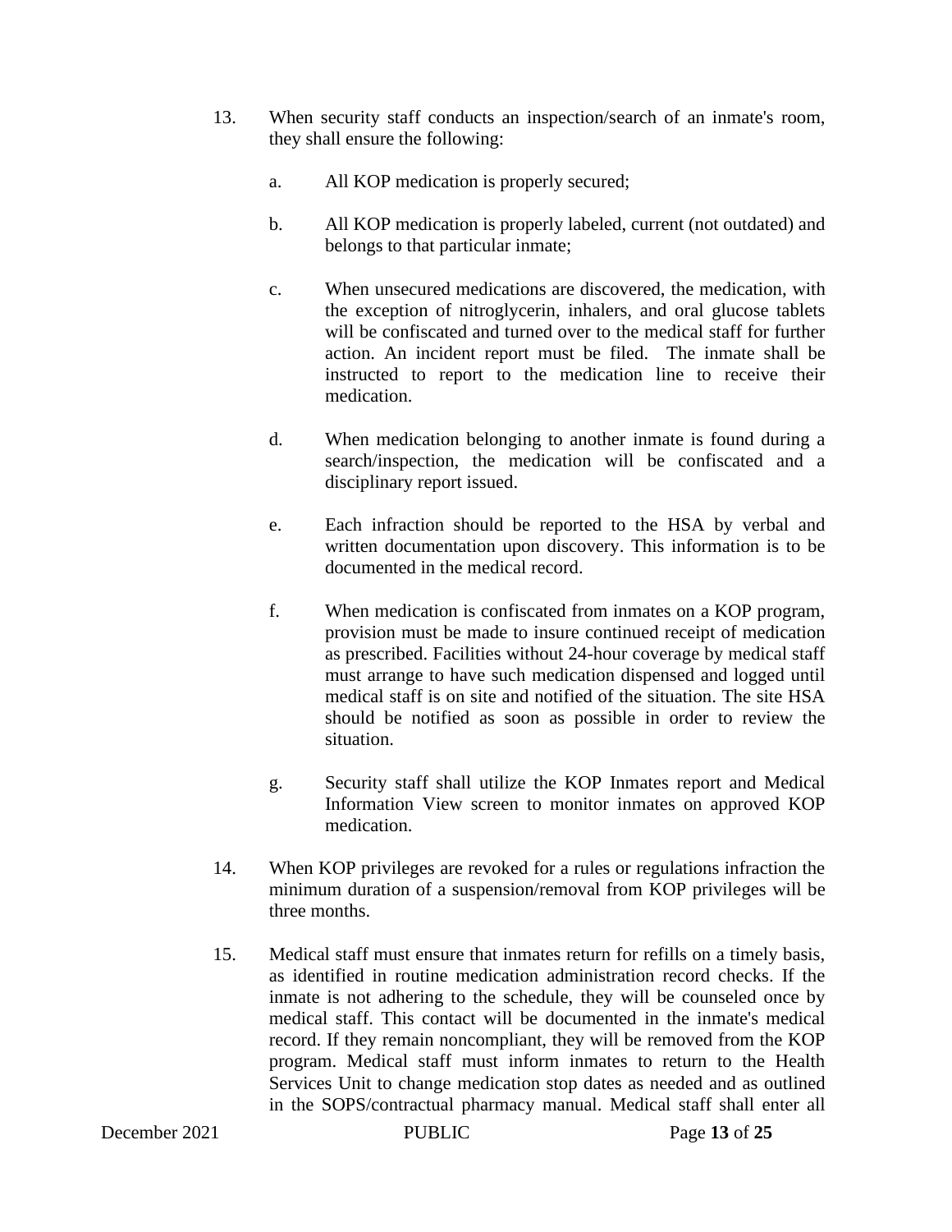13. When security staff conducts an inspection/search of an inmate's room, they shall ensure the following:

    a. All KOP medication is properly secured;

    b. All KOP medication is properly labeled, current (not outdated) and belongs to that particular inmate;

    c. When unsecured medications are discovered, the medication, with the exception of nitroglycerin, inhalers, and oral glucose tablets will be confiscated and turned over to the medical staff for further action. An incident report must be filed. The inmate shall be instructed to report to the medication line to receive their medication.

    d. When medication belonging to another inmate is found during a search/inspection, the medication will be confiscated and a disciplinary report issued.

    e. Each infraction should be reported to the HSA by verbal and written documentation upon discovery. This information is to be documented in the medical record.

    f. When medication is confiscated from inmates on a KOP program, provision must be made to insure continued receipt of medication as prescribed. Facilities without 24-hour coverage by medical staff must arrange to have such medication dispensed and logged until medical staff is on site and notified of the situation. The site HSA should be notified as soon as possible in order to review the situation.

    g. Security staff shall utilize the KOP Inmates report and Medical Information View screen to monitor inmates on approved KOP medication.

14. When KOP privileges are revoked for a rules or regulations infraction the minimum duration of a suspension/removal from KOP privileges will be three months.

15. Medical staff must ensure that inmates return for refills on a timely basis, as identified in routine medication administration record checks. If the inmate is not adhering to the schedule, they will be counseled once by medical staff. This contact will be documented in the inmate's medical record. If they remain noncompliant, they will be removed from the KOP program. Medical staff must inform inmates to return to the Health Services Unit to change medication stop dates as needed and as outlined in the SOPS/contractual pharmacy manual. Medical staff shall enter all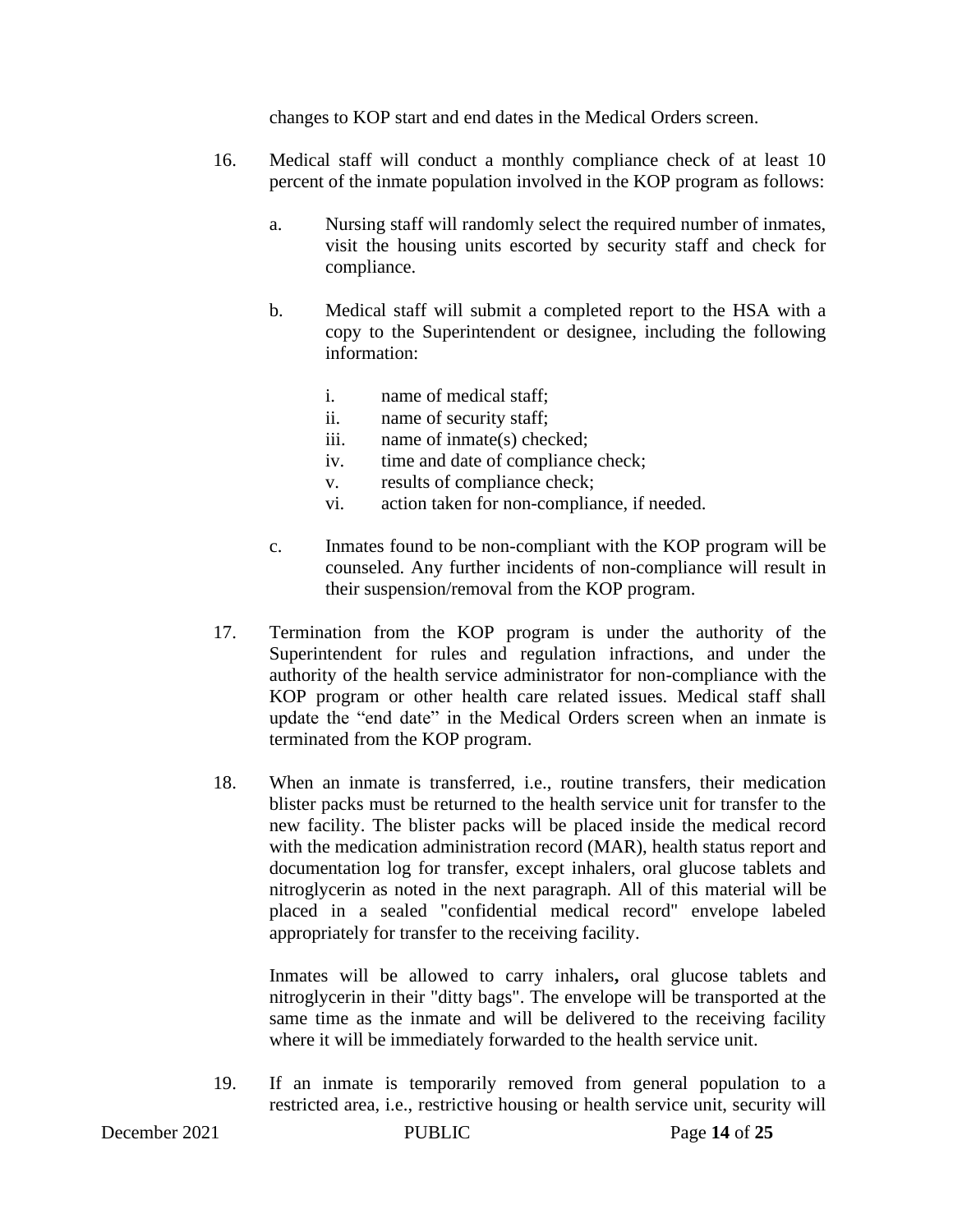changes to KOP start and end dates in the Medical Orders screen.

16. Medical staff will conduct a monthly compliance check of at least 10 percent of the inmate population involved in the KOP program as follows:

    a. Nursing staff will randomly select the required number of inmates, visit the housing units escorted by security staff and check for compliance.

    b. Medical staff will submit a completed report to the HSA with a copy to the Superintendent or designee, including the following information:

        i. name of medical staff;
        ii. name of security staff;
        iii. name of inmate(s) checked;
        iv. time and date of compliance check;
        v. results of compliance check;
        vi. action taken for non-compliance, if needed.

    c. Inmates found to be non-compliant with the KOP program will be counseled. Any further incidents of non-compliance will result in their suspension/removal from the KOP program.

17. Termination from the KOP program is under the authority of the Superintendent for rules and regulation infractions, and under the authority of the health service administrator for non-compliance with the KOP program or other health care related issues. Medical staff shall update the “end date” in the Medical Orders screen when an inmate is terminated from the KOP program.

18. When an inmate is transferred, i.e., routine transfers, their medication blister packs must be returned to the health service unit for transfer to the new facility. The blister packs will be placed inside the medical record with the medication administration record (MAR), health status report and documentation log for transfer, except inhalers, oral glucose tablets and nitroglycerin as noted in the next paragraph. All of this material will be placed in a sealed "confidential medical record" envelope labeled appropriately for transfer to the receiving facility.

    Inmates will be allowed to carry inhalers**,** oral glucose tablets and nitroglycerin in their "ditty bags". The envelope will be transported at the same time as the inmate and will be delivered to the receiving facility where it will be immediately forwarded to the health service unit.

19. If an inmate is temporarily removed from general population to a restricted area, i.e., restrictive housing or health service unit, security will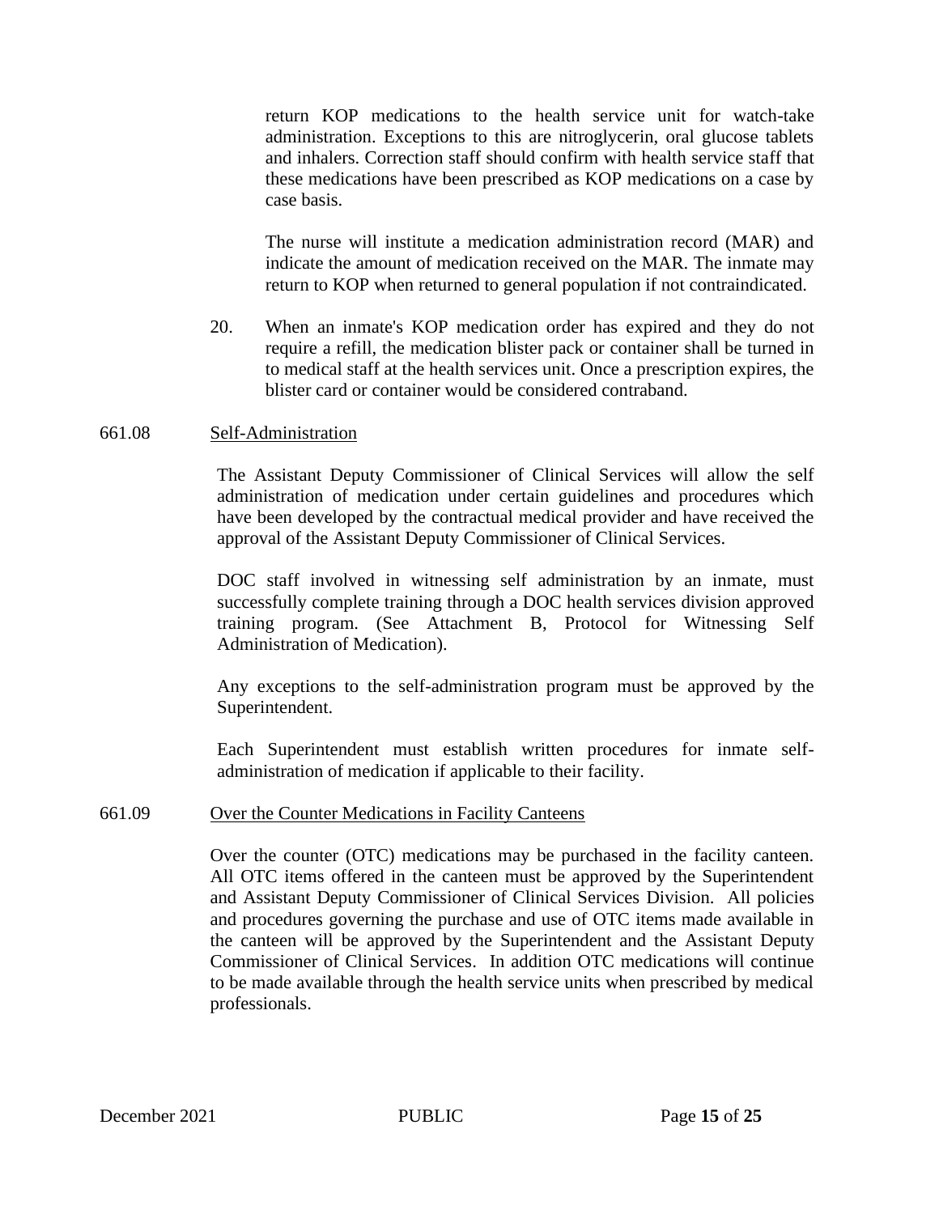return KOP medications to the health service unit for watch-take administration. Exceptions to this are nitroglycerin, oral glucose tablets and inhalers. Correction staff should confirm with health service staff that these medications have been prescribed as KOP medications on a case by case basis.

The nurse will institute a medication administration record (MAR) and indicate the amount of medication received on the MAR. The inmate may return to KOP when returned to general population if not contraindicated.

20. When an inmate's KOP medication order has expired and they do not require a refill, the medication blister pack or container shall be turned in to medical staff at the health services unit. Once a prescription expires, the blister card or container would be considered contraband.

661.08 Self-Administration

The Assistant Deputy Commissioner of Clinical Services will allow the self administration of medication under certain guidelines and procedures which have been developed by the contractual medical provider and have received the approval of the Assistant Deputy Commissioner of Clinical Services.

DOC staff involved in witnessing self administration by an inmate, must successfully complete training through a DOC health services division approved training program. (See Attachment B, Protocol for Witnessing Self Administration of Medication).

Any exceptions to the self-administration program must be approved by the Superintendent.

Each Superintendent must establish written procedures for inmate self-administration of medication if applicable to their facility.

661.09 Over the Counter Medications in Facility Canteens

Over the counter (OTC) medications may be purchased in the facility canteen. All OTC items offered in the canteen must be approved by the Superintendent and Assistant Deputy Commissioner of Clinical Services Division. All policies and procedures governing the purchase and use of OTC items made available in the canteen will be approved by the Superintendent and the Assistant Deputy Commissioner of Clinical Services. In addition OTC medications will continue to be made available through the health service units when prescribed by medical professionals.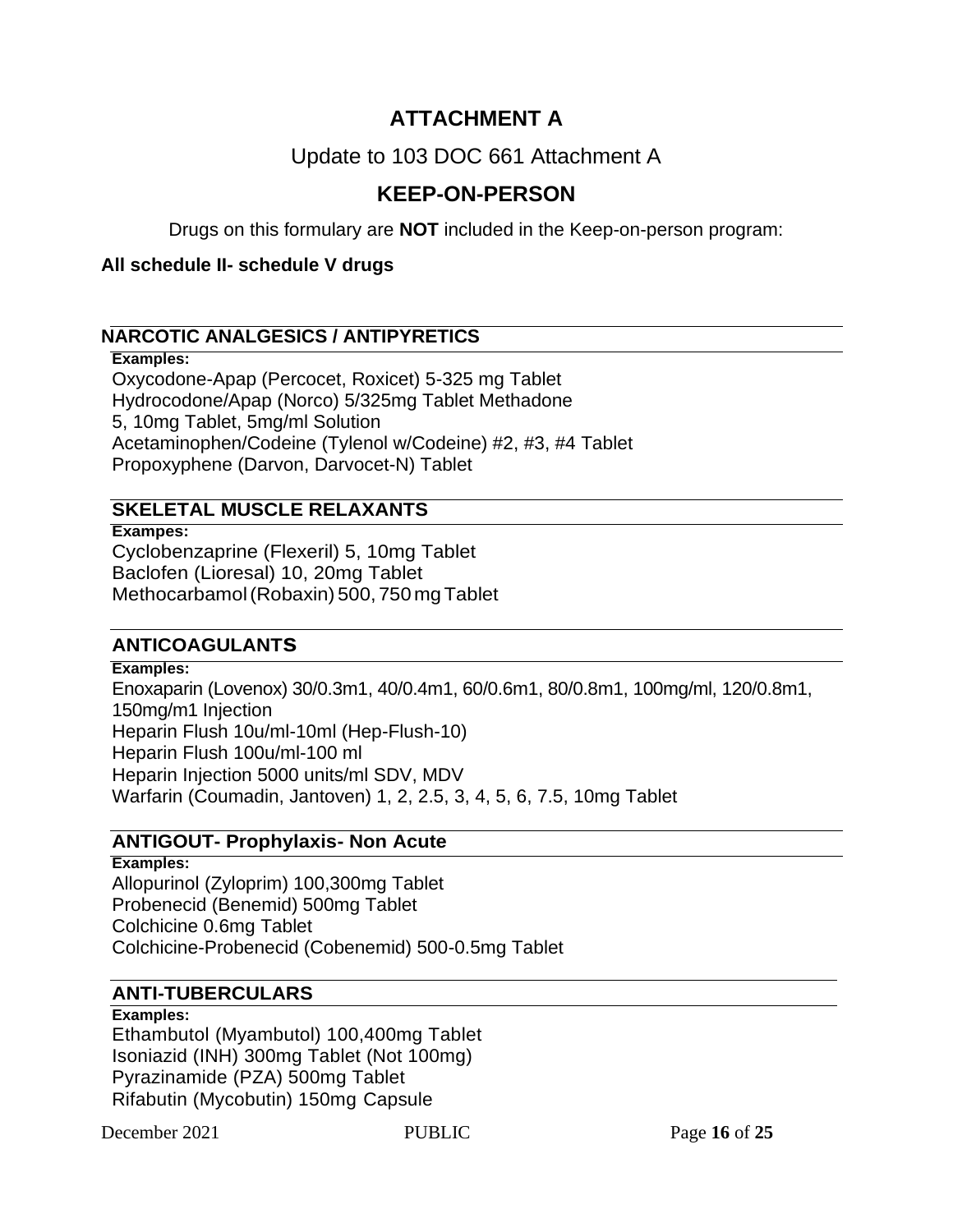# ATTACHMENT A

## Update to 103 DOC 661 Attachment A

## KEEP-ON-PERSON

Drugs on this formulary are **NOT** included in the Keep-on-person program:

**All schedule II- schedule V drugs**

### NARCOTIC ANALGESICS / ANTIPYRETICS

**Examples:**

Oxycodone-Apap (Percocet, Roxicet) 5-325 mg Tablet
Hydrocodone/Apap (Norco) 5/325mg Tablet Methadone
5, 10mg Tablet, 5mg/ml Solution
Acetaminophen/Codeine (Tylenol w/Codeine) #2, #3, #4 Tablet
Propoxyphene (Darvon, Darvocet-N) Tablet

### SKELETAL MUSCLE RELAXANTS

**Exampes:**

Cyclobenzaprine (Flexeril) 5, 10mg Tablet
Baclofen (Lioresal) 10, 20mg Tablet
Methocarbamol (Robaxin) 500, 750 mg Tablet

### ANTICOAGULANTS

**Examples:**

Enoxaparin (Lovenox) 30/0.3m1, 40/0.4m1, 60/0.6m1, 80/0.8m1, 100mg/ml, 120/0.8m1, 150mg/m1 Injection
Heparin Flush 10u/ml-10ml (Hep-Flush-10)
Heparin Flush 100u/ml-100 ml
Heparin Injection 5000 units/ml SDV, MDV
Warfarin (Coumadin, Jantoven) 1, 2, 2.5, 3, 4, 5, 6, 7.5, 10mg Tablet

### ANTIGOUT- Prophylaxis- Non Acute

**Examples:**

Allopurinol (Zyloprim) 100,300mg Tablet
Probenecid (Benemid) 500mg Tablet
Colchicine 0.6mg Tablet
Colchicine-Probenecid (Cobenemid) 500-0.5mg Tablet

### ANTI-TUBERCULARS

**Examples:**

Ethambutol (Myambutol) 100,400mg Tablet
Isoniazid (INH) 300mg Tablet (Not 100mg)
Pyrazinamide (PZA) 500mg Tablet
Rifabutin (Mycobutin) 150mg Capsule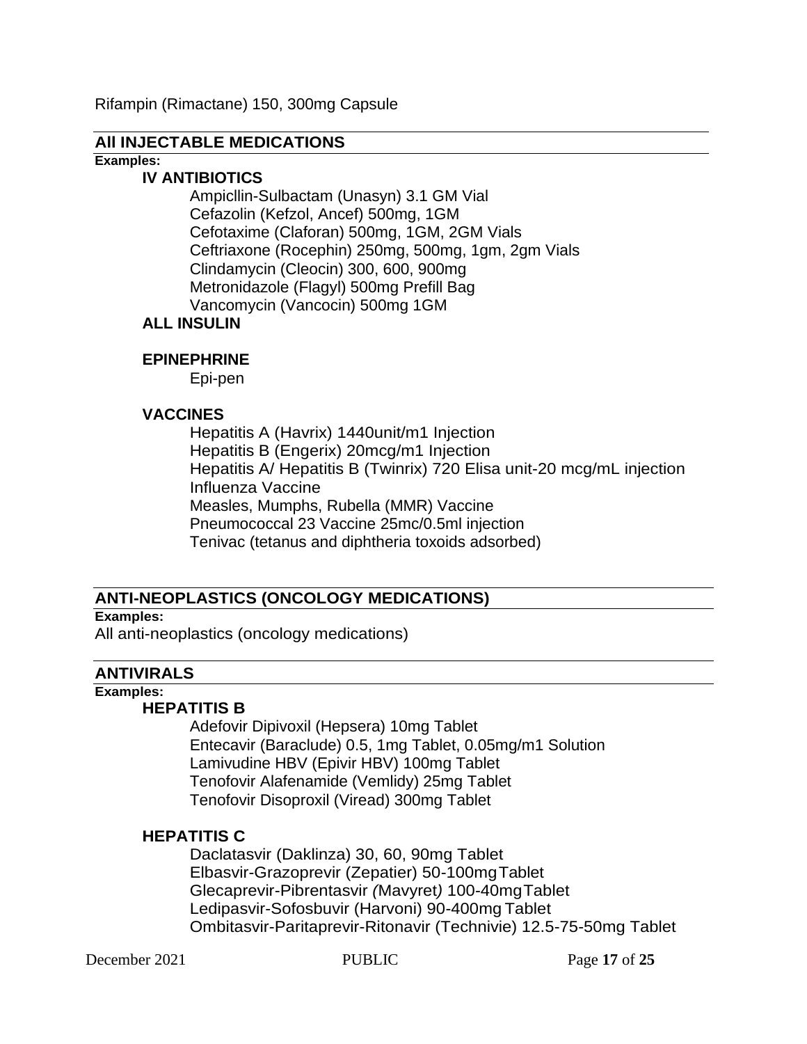Rifampin (Rimactane) 150, 300mg Capsule

## All INJECTABLE MEDICATIONS

**Examples:**

### IV ANTIBIOTICS

- Ampicllin-Sulbactam (Unasyn) 3.1 GM Vial
- Cefazolin (Kefzol, Ancef) 500mg, 1GM
- Cefotaxime (Claforan) 500mg, 1GM, 2GM Vials
- Ceftriaxone (Rocephin) 250mg, 500mg, 1gm, 2gm Vials
- Clindamycin (Cleocin) 300, 600, 900mg
- Metronidazole (Flagyl) 500mg Prefill Bag
- Vancomycin (Vancocin) 500mg 1GM

### ALL INSULIN

### EPINEPHRINE

- Epi-pen

### VACCINES

- Hepatitis A (Havrix) 1440unit/m1 Injection
- Hepatitis B (Engerix) 20mcg/m1 Injection
- Hepatitis A/ Hepatitis B (Twinrix) 720 Elisa unit-20 mcg/mL injection
- Influenza Vaccine
- Measles, Mumphs, Rubella (MMR) Vaccine
- Pneumococcal 23 Vaccine 25mc/0.5ml injection
- Tenivac (tetanus and diphtheria toxoids adsorbed)

## ANTI-NEOPLASTICS (ONCOLOGY MEDICATIONS)

**Examples:**

All anti-neoplastics (oncology medications)

## ANTIVIRALS

**Examples:**

### HEPATITIS B

- Adefovir Dipivoxil (Hepsera) 10mg Tablet
- Entecavir (Baraclude) 0.5, 1mg Tablet, 0.05mg/m1 Solution
- Lamivudine HBV (Epivir HBV) 100mg Tablet
- Tenofovir Alafenamide (Vemlidy) 25mg Tablet
- Tenofovir Disoproxil (Viread) 300mg Tablet

### HEPATITIS C

- Daclatasvir (Daklinza) 30, 60, 90mg Tablet
- Elbasvir-Grazoprevir (Zepatier) 50-100mg Tablet
- Glecaprevir-Pibrentasvir *(*Mavyret*)* 100-40mg Tablet
- Ledipasvir-Sofosbuvir (Harvoni) 90-400mg Tablet
- Ombitasvir-Paritaprevir-Ritonavir (Technivie) 12.5-75-50mg Tablet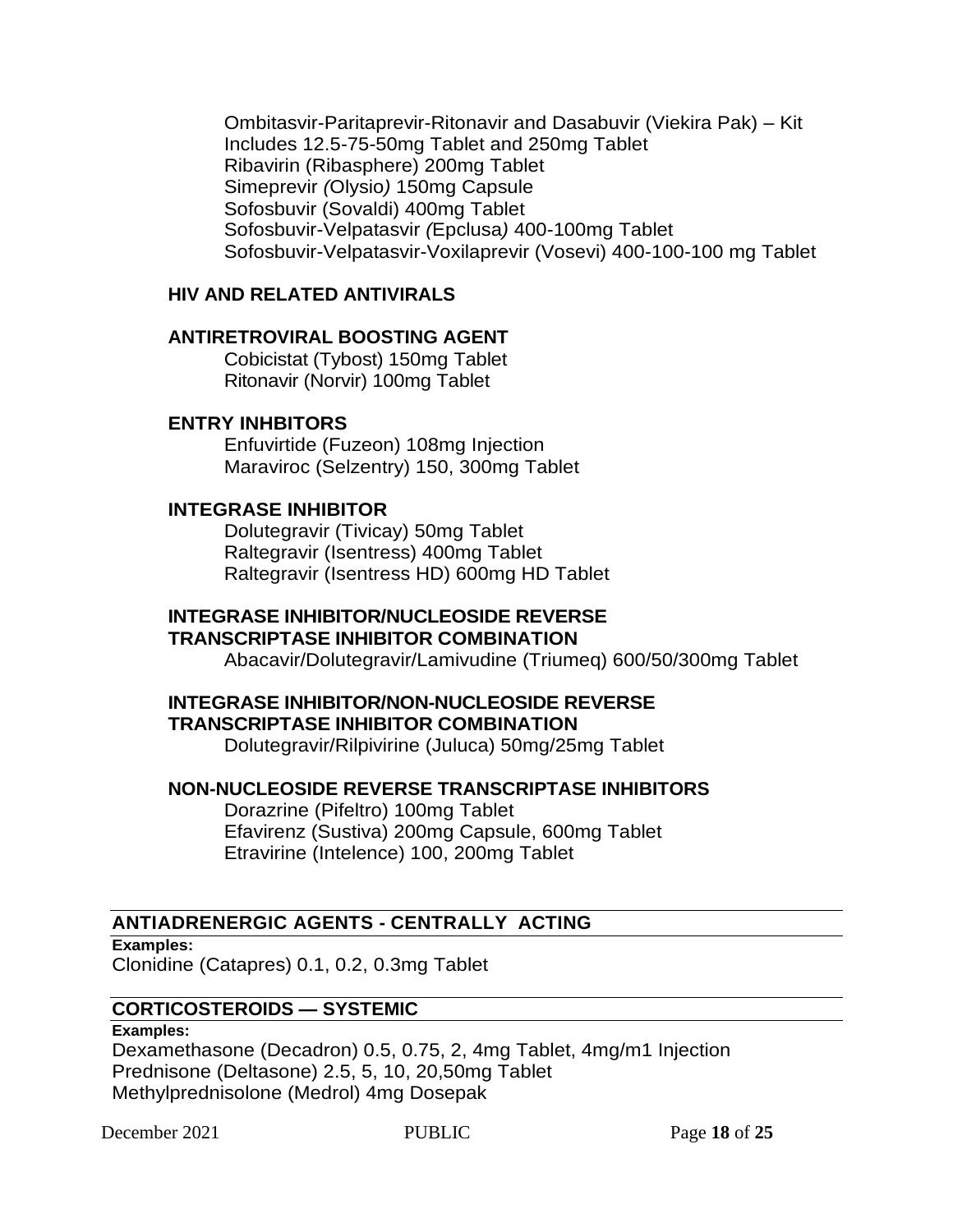Ombitasvir-Paritaprevir-Ritonavir and Dasabuvir (Viekira Pak) – Kit Includes 12.5-75-50mg Tablet and 250mg Tablet
Ribavirin (Ribasphere) 200mg Tablet
Simeprevir *(*Olysio*)* 150mg Capsule
Sofosbuvir (Sovaldi) 400mg Tablet
Sofosbuvir-Velpatasvir *(*Epclusa*)* 400-100mg Tablet
Sofosbuvir-Velpatasvir-Voxilaprevir (Vosevi) 400-100-100 mg Tablet

**HIV AND RELATED ANTIVIRALS**

**ANTIRETROVIRAL BOOSTING AGENT**

Cobicistat (Tybost) 150mg Tablet
Ritonavir (Norvir) 100mg Tablet

**ENTRY INHBITORS**

Enfuvirtide (Fuzeon) 108mg Injection
Maraviroc (Selzentry) 150, 300mg Tablet

**INTEGRASE INHIBITOR**

Dolutegravir (Tivicay) 50mg Tablet
Raltegravir (Isentress) 400mg Tablet
Raltegravir (Isentress HD) 600mg HD Tablet

**INTEGRASE INHIBITOR/NUCLEOSIDE REVERSE TRANSCRIPTASE INHIBITOR COMBINATION**

Abacavir/Dolutegravir/Lamivudine (Triumeq) 600/50/300mg Tablet

**INTEGRASE INHIBITOR/NON-NUCLEOSIDE REVERSE TRANSCRIPTASE INHIBITOR COMBINATION**

Dolutegravir/Rilpivirine (Juluca) 50mg/25mg Tablet

**NON-NUCLEOSIDE REVERSE TRANSCRIPTASE INHIBITORS**

Dorazrine (Pifeltro) 100mg Tablet
Efavirenz (Sustiva) 200mg Capsule, 600mg Tablet
Etravirine (Intelence) 100, 200mg Tablet

## ANTIADRENERGIC AGENTS - CENTRALLY ACTING

**Examples:**

Clonidine (Catapres) 0.1, 0.2, 0.3mg Tablet

## CORTICOSTEROIDS — SYSTEMIC

**Examples:**

Dexamethasone (Decadron) 0.5, 0.75, 2, 4mg Tablet, 4mg/m1 Injection
Prednisone (Deltasone) 2.5, 5, 10, 20,50mg Tablet
Methylprednisolone (Medrol) 4mg Dosepak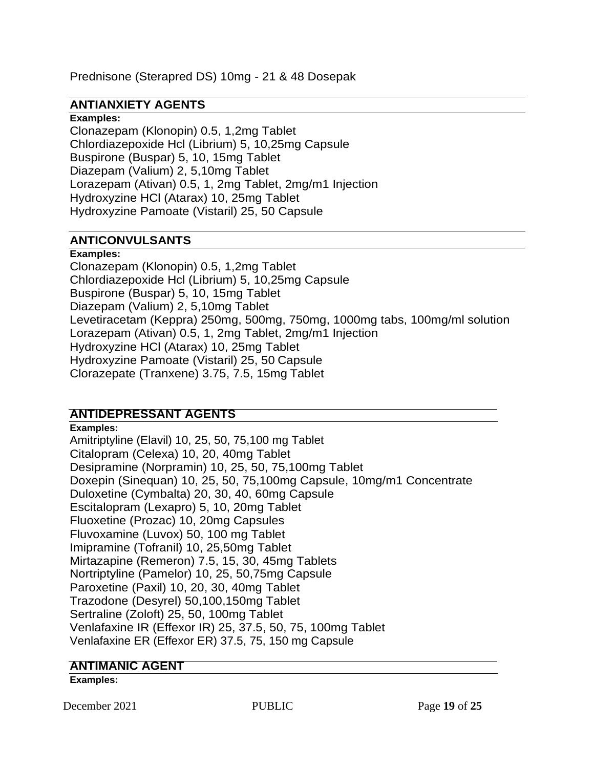Prednisone (Sterapred DS) 10mg - 21 & 48 Dosepak

## ANTIANXIETY AGENTS

**Examples:**

Clonazepam (Klonopin) 0.5, 1,2mg Tablet
Chlordiazepoxide Hcl (Librium) 5, 10,25mg Capsule
Buspirone (Buspar) 5, 10, 15mg Tablet
Diazepam (Valium) 2, 5,10mg Tablet
Lorazepam (Ativan) 0.5, 1, 2mg Tablet, 2mg/m1 Injection
Hydroxyzine HCl (Atarax) 10, 25mg Tablet
Hydroxyzine Pamoate (Vistaril) 25, 50 Capsule

## ANTICONVULSANTS

**Examples:**

Clonazepam (Klonopin) 0.5, 1,2mg Tablet
Chlordiazepoxide Hcl (Librium) 5, 10,25mg Capsule
Buspirone (Buspar) 5, 10, 15mg Tablet
Diazepam (Valium) 2, 5,10mg Tablet
Levetiracetam (Keppra) 250mg, 500mg, 750mg, 1000mg tabs, 100mg/ml solution
Lorazepam (Ativan) 0.5, 1, 2mg Tablet, 2mg/m1 Injection
Hydroxyzine HCl (Atarax) 10, 25mg Tablet
Hydroxyzine Pamoate (Vistaril) 25, 50 Capsule
Clorazepate (Tranxene) 3.75, 7.5, 15mg Tablet

## ANTIDEPRESSANT AGENTS

**Examples:**

Amitriptyline (Elavil) 10, 25, 50, 75,100 mg Tablet
Citalopram (Celexa) 10, 20, 40mg Tablet
Desipramine (Norpramin) 10, 25, 50, 75,100mg Tablet
Doxepin (Sinequan) 10, 25, 50, 75,100mg Capsule, 10mg/m1 Concentrate
Duloxetine (Cymbalta) 20, 30, 40, 60mg Capsule
Escitalopram (Lexapro) 5, 10, 20mg Tablet
Fluoxetine (Prozac) 10, 20mg Capsules
Fluvoxamine (Luvox) 50, 100 mg Tablet
Imipramine (Tofranil) 10, 25,50mg Tablet
Mirtazapine (Remeron) 7.5, 15, 30, 45mg Tablets
Nortriptyline (Pamelor) 10, 25, 50,75mg Capsule
Paroxetine (Paxil) 10, 20, 30, 40mg Tablet
Trazodone (Desyrel) 50,100,150mg Tablet
Sertraline (Zoloft) 25, 50, 100mg Tablet
Venlafaxine IR (Effexor IR) 25, 37.5, 50, 75, 100mg Tablet
Venlafaxine ER (Effexor ER) 37.5, 75, 150 mg Capsule

## ANTIMANIC AGENT

**Examples:**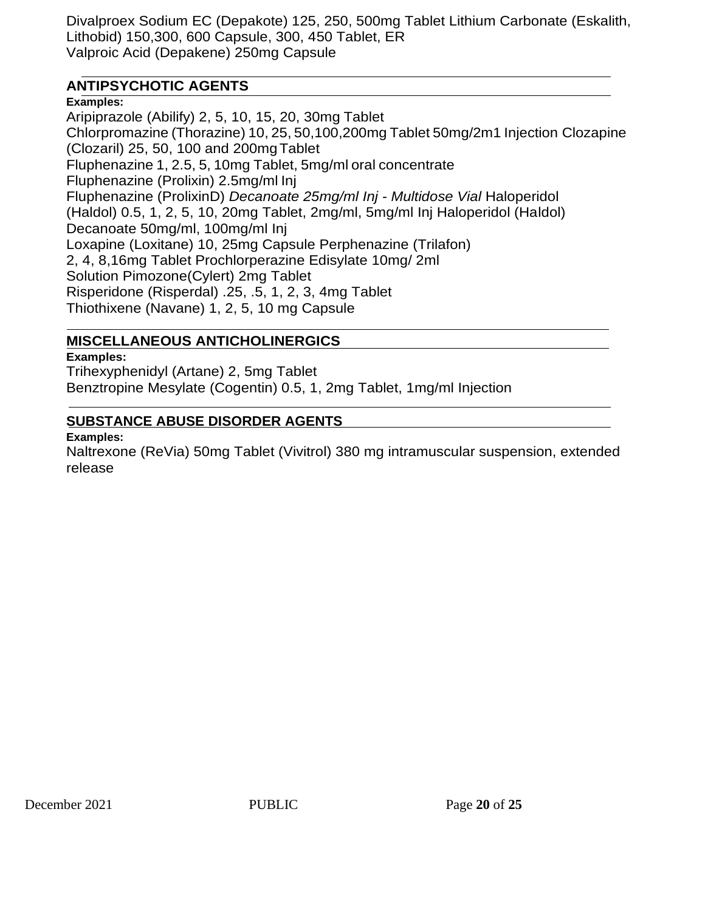Divalproex Sodium EC (Depakote) 125, 250, 500mg Tablet Lithium Carbonate (Eskalith, Lithobid) 150,300, 600 Capsule, 300, 450 Tablet, ER
Valproic Acid (Depakene) 250mg Capsule

## ANTIPSYCHOTIC AGENTS

**Examples:**

Aripiprazole (Abilify) 2, 5, 10, 15, 20, 30mg Tablet
Chlorpromazine (Thorazine) 10, 25, 50,100,200mg Tablet 50mg/2m1 Injection Clozapine (Clozaril) 25, 50, 100 and 200mg Tablet
Fluphenazine 1, 2.5, 5, 10mg Tablet, 5mg/ml oral concentrate
Fluphenazine (Prolixin) 2.5mg/ml Inj
Fluphenazine (ProlixinD) *Decanoate 25mg/ml Inj - Multidose Vial* Haloperidol (Haldol) 0.5, 1, 2, 5, 10, 20mg Tablet, 2mg/ml, 5mg/ml Inj Haloperidol (Haldol) Decanoate 50mg/ml, 100mg/ml Inj
Loxapine (Loxitane) 10, 25mg Capsule Perphenazine (Trilafon) 2, 4, 8,16mg Tablet Prochlorperazine Edisylate 10mg/ 2ml Solution Pimozone(Cylert) 2mg Tablet
Risperidone (Risperdal) .25, .5, 1, 2, 3, 4mg Tablet
Thiothixene (Navane) 1, 2, 5, 10 mg Capsule

## MISCELLANEOUS ANTICHOLINERGICS

**Examples:**

Trihexyphenidyl (Artane) 2, 5mg Tablet
Benztropine Mesylate (Cogentin) 0.5, 1, 2mg Tablet, 1mg/ml Injection

## SUBSTANCE ABUSE DISORDER AGENTS

**Examples:**

Naltrexone (ReVia) 50mg Tablet (Vivitrol) 380 mg intramuscular suspension, extended release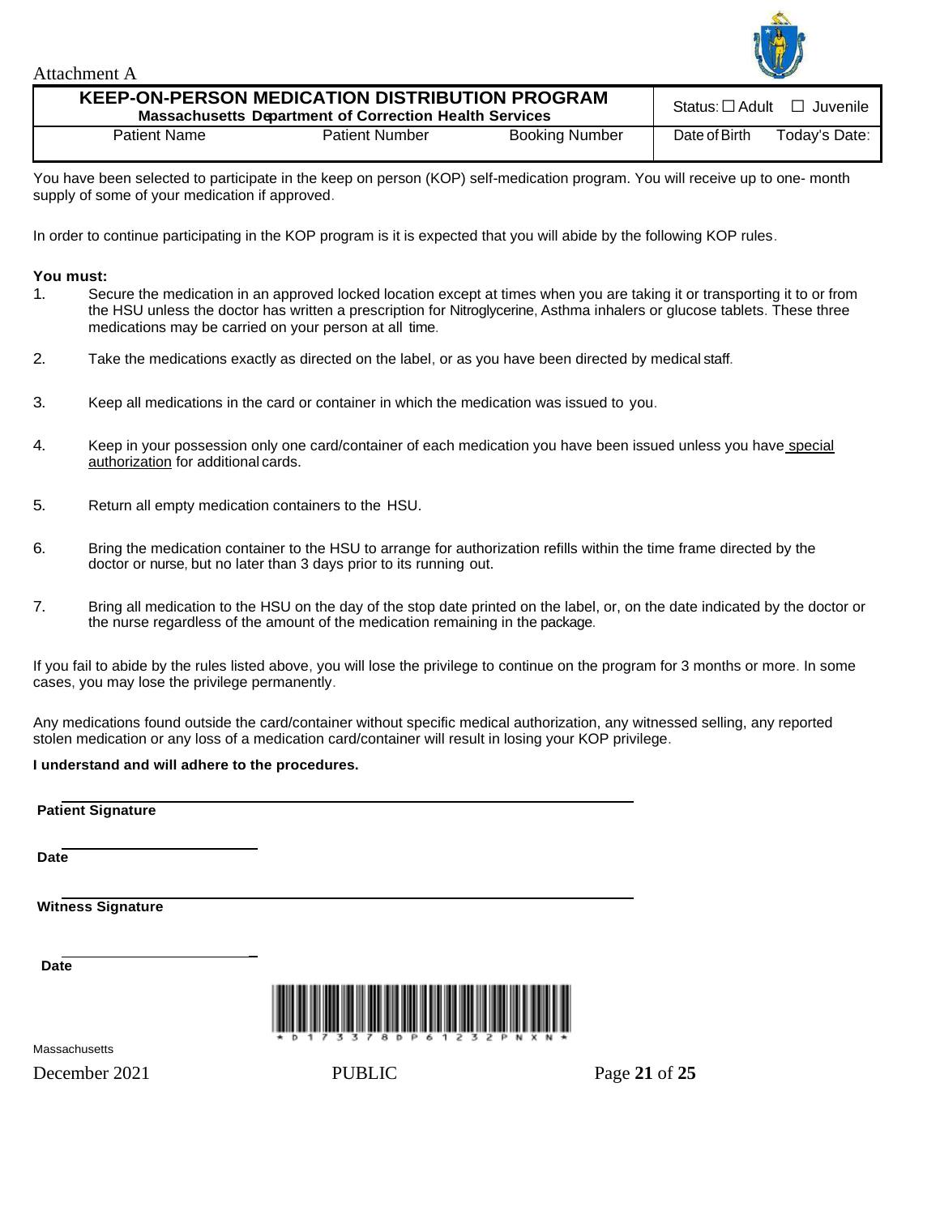Attachment A

| KEEP-ON-PERSON MEDICATION DISTRIBUTION PROGRAM<br>Massachusetts Department of Correction Health Services | | | Status: ☐ Adult ☐ Juvenile | |
|---|---|---|---|---|
| Patient Name | Patient Number | Booking Number | Date of Birth | Today's Date: |

You have been selected to participate in the keep on person (KOP) self-medication program. You will receive up to one- month supply of some of your medication if approved.

In order to continue participating in the KOP program is it is expected that you will abide by the following KOP rules.

**You must:**

1. Secure the medication in an approved locked location except at times when you are taking it or transporting it to or from the HSU unless the doctor has written a prescription for Nitroglycerine, Asthma inhalers or glucose tablets. These three medications may be carried on your person at all time.
2. Take the medications exactly as directed on the label, or as you have been directed by medical staff.
3. Keep all medications in the card or container in which the medication was issued to you.
4. Keep in your possession only one card/container of each medication you have been issued unless you have special authorization for additional cards.
5. Return all empty medication containers to the HSU.
6. Bring the medication container to the HSU to arrange for authorization refills within the time frame directed by the doctor or nurse, but no later than 3 days prior to its running out.
7. Bring all medication to the HSU on the day of the stop date printed on the label, or, on the date indicated by the doctor or the nurse regardless of the amount of the medication remaining in the package.

If you fail to abide by the rules listed above, you will lose the privilege to continue on the program for 3 months or more. In some cases, you may lose the privilege permanently.

Any medications found outside the card/container without specific medical authorization, any witnessed selling, any reported stolen medication or any loss of a medication card/container will result in losing your KOP privilege.

**I understand and will adhere to the procedures.**

______________________________

**Patient Signature**

______________________________

**Date**

______________________________

**Witness Signature**

______________________________

**Date**

*D173378DP61232PNXN*

Massachusetts

December 2021 PUBLIC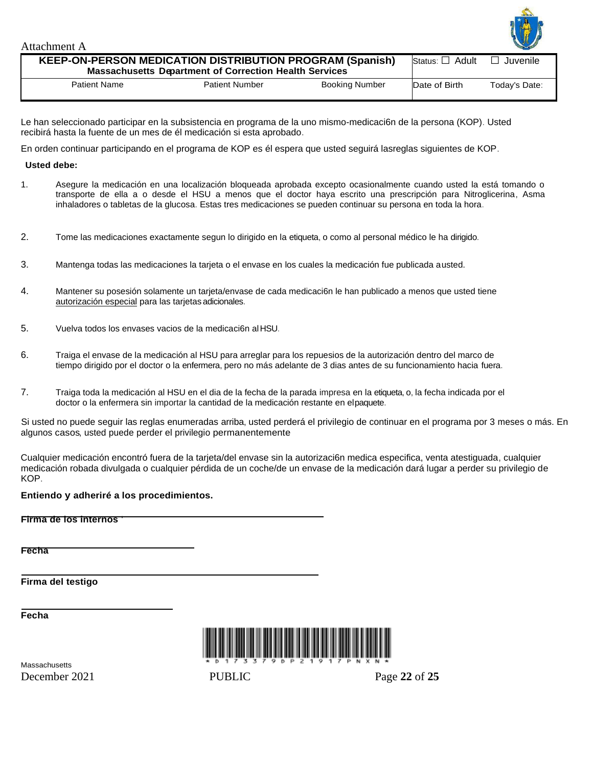Attachment A

| KEEP-ON-PERSON MEDICATION DISTRIBUTION PROGRAM (Spanish) Massachusetts Department of Correction Health Services | | | Status: ☐ Adult | ☐ Juvenile |
|---|---|---|---|---|
| Patient Name | Patient Number | Booking Number | Date of Birth | Today's Date: |

Le han seleccionado participar en la subsistencia en programa de la uno mismo-medicaci6n de la persona (KOP). Usted recibirá hasta la fuente de un mes de él medicación si esta aprobado.

En orden continuar participando en el programa de KOP es él espera que usted seguirá lasreglas siguientes de KOP.

**Usted debe:**

1. Asegure la medicación en una localización bloqueada aprobada excepto ocasionalmente cuando usted la está tomando o transporte de ella a o desde el HSU a menos que el doctor haya escrito una prescripción para Nitroglicerina, Asma inhaladores o tabletas de la glucosa. Estas tres medicaciones se pueden continuar su persona en toda la hora.
2. Tome las medicaciones exactamente segun lo dirigido en la etiqueta, o como al personal médico le ha dirigido.
3. Mantenga todas las medicaciones la tarjeta o el envase en los cuales la medicación fue publicada austed.
4. Mantener su posesión solamente un tarjeta/envase de cada medicaci6n le han publicado a menos que usted tiene autorización especial para las tarjetas adicionales.
5. Vuelva todos los envases vacios de la medicaci6n al HSU.
6. Traiga el envase de la medicación al HSU para arreglar para los repuesios de la autorización dentro del marco de tiempo dirigido por el doctor o la enfermera, pero no más adelante de 3 dias antes de su funcionamiento hacia fuera.
7. Traiga toda la medicación al HSU en el dia de la fecha de la parada impresa en la etiqueta, o, la fecha indicada por el doctor o la enfermera sin importar la cantidad de la medicación restante en elpaquete.

Si usted no puede seguir las reglas enumeradas arriba, usted perderá el privilegio de continuar en el programa por 3 meses o más. En algunos casos, usted puede perder el privilegio permanentemente

Cualquier medicación encontró fuera de la tarjeta/del envase sin la autorizaci6n medica especifica, venta atestiguada, cualquier medicación robada divulgada o cualquier pérdida de un coche/de un envase de la medicación dará lugar a perder su privilegio de KOP.

**Entiendo y adheriré a los procedimientos.**

**Firma de los internos** ______________________________

**Fecha** ______________________

______________________________

**Firma del testigo**

______________________

**Fecha**

\* D 1 7 3 3 7 9 D P 2 1 9 1 7 P N X N \*

Massachusetts
December 2021 PUBLIC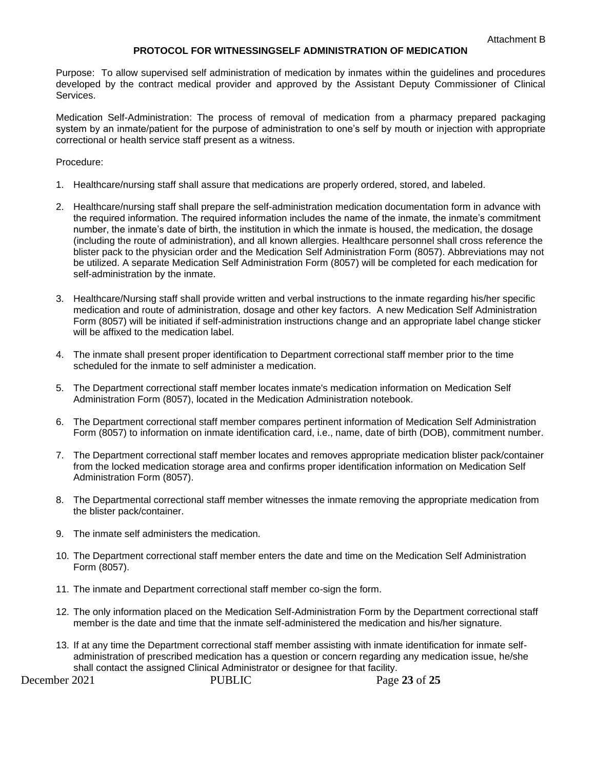Attachment B

## PROTOCOL FOR WITNESSINGSELF ADMINISTRATION OF MEDICATION

Purpose: To allow supervised self administration of medication by inmates within the guidelines and procedures developed by the contract medical provider and approved by the Assistant Deputy Commissioner of Clinical Services.

Medication Self-Administration: The process of removal of medication from a pharmacy prepared packaging system by an inmate/patient for the purpose of administration to one's self by mouth or injection with appropriate correctional or health service staff present as a witness.

Procedure:

1. Healthcare/nursing staff shall assure that medications are properly ordered, stored, and labeled.

2. Healthcare/nursing staff shall prepare the self-administration medication documentation form in advance with the required information. The required information includes the name of the inmate, the inmate's commitment number, the inmate's date of birth, the institution in which the inmate is housed, the medication, the dosage (including the route of administration), and all known allergies. Healthcare personnel shall cross reference the blister pack to the physician order and the Medication Self Administration Form (8057). Abbreviations may not be utilized. A separate Medication Self Administration Form (8057) will be completed for each medication for self-administration by the inmate.

3. Healthcare/Nursing staff shall provide written and verbal instructions to the inmate regarding his/her specific medication and route of administration, dosage and other key factors. A new Medication Self Administration Form (8057) will be initiated if self-administration instructions change and an appropriate label change sticker will be affixed to the medication label.

4. The inmate shall present proper identification to Department correctional staff member prior to the time scheduled for the inmate to self administer a medication.

5. The Department correctional staff member locates inmate's medication information on Medication Self Administration Form (8057), located in the Medication Administration notebook.

6. The Department correctional staff member compares pertinent information of Medication Self Administration Form (8057) to information on inmate identification card, i.e., name, date of birth (DOB), commitment number.

7. The Department correctional staff member locates and removes appropriate medication blister pack/container from the locked medication storage area and confirms proper identification information on Medication Self Administration Form (8057).

8. The Departmental correctional staff member witnesses the inmate removing the appropriate medication from the blister pack/container.

9. The inmate self administers the medication.

10. The Department correctional staff member enters the date and time on the Medication Self Administration Form (8057).

11. The inmate and Department correctional staff member co-sign the form.

12. The only information placed on the Medication Self-Administration Form by the Department correctional staff member is the date and time that the inmate self-administered the medication and his/her signature.

13. If at any time the Department correctional staff member assisting with inmate identification for inmate self-administration of prescribed medication has a question or concern regarding any medication issue, he/she shall contact the assigned Clinical Administrator or designee for that facility.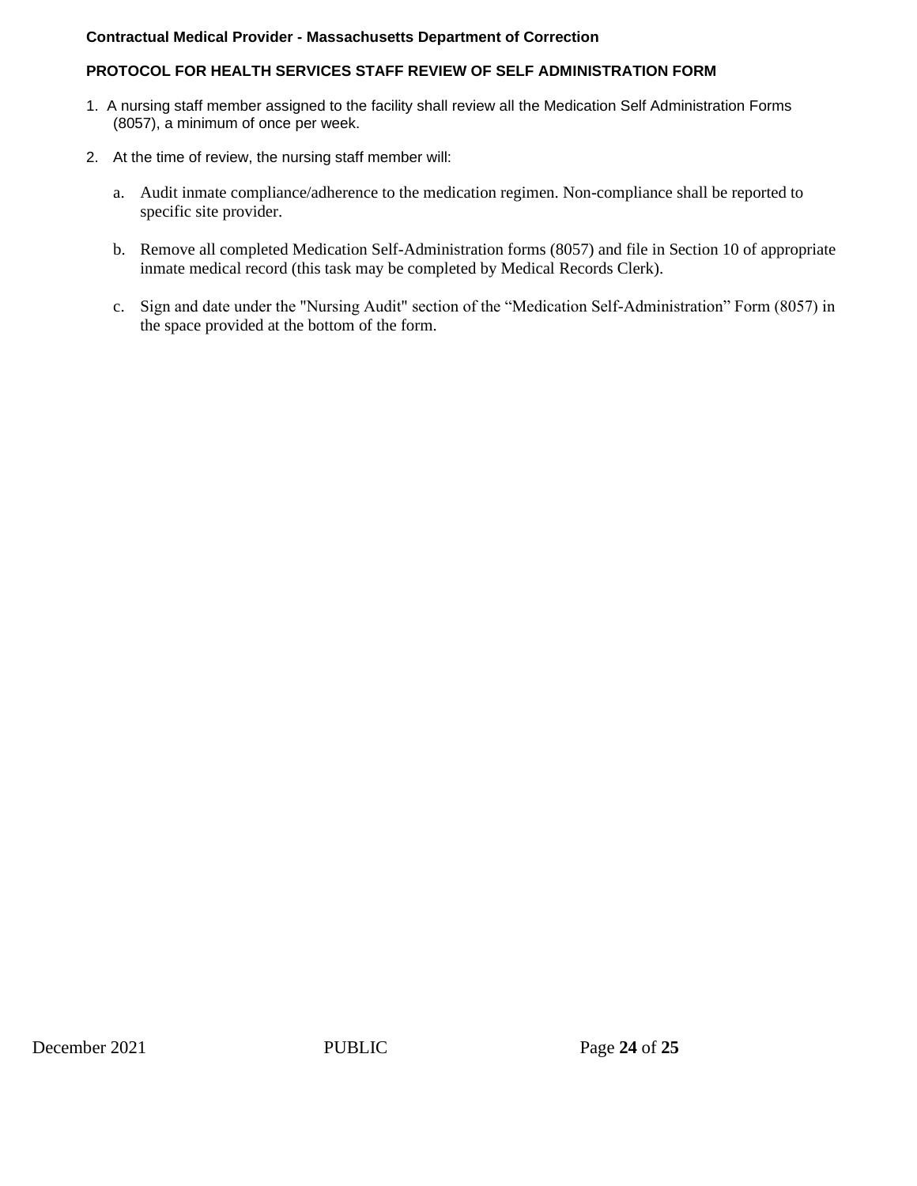**Contractual Medical Provider - Massachusetts Department of Correction**

## PROTOCOL FOR HEALTH SERVICES STAFF REVIEW OF SELF ADMINISTRATION FORM

1. A nursing staff member assigned to the facility shall review all the Medication Self Administration Forms (8057), a minimum of once per week.

2. At the time of review, the nursing staff member will:

   a. Audit inmate compliance/adherence to the medication regimen. Non-compliance shall be reported to specific site provider.

   b. Remove all completed Medication Self-Administration forms (8057) and file in Section 10 of appropriate inmate medical record (this task may be completed by Medical Records Clerk).

   c. Sign and date under the "Nursing Audit" section of the “Medication Self-Administration” Form (8057) in the space provided at the bottom of the form.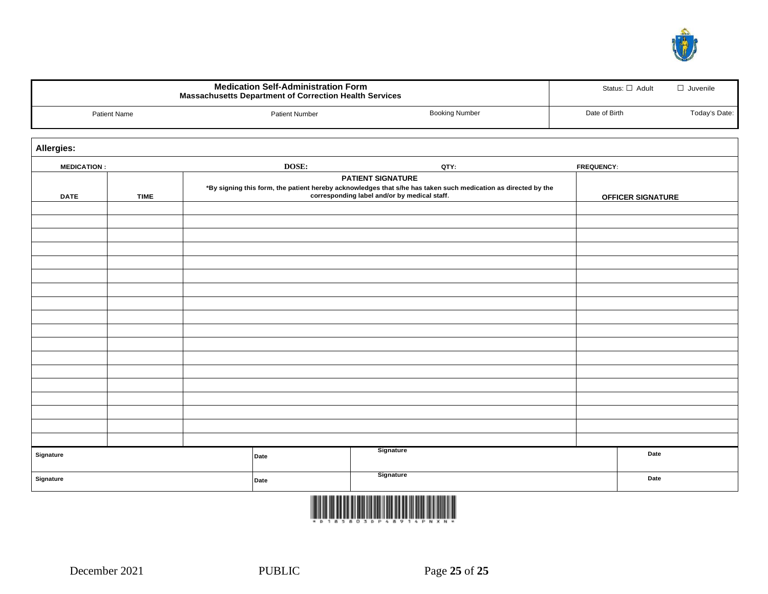**Medication Self-Administration Form**
**Massachusetts Department of Correction Health Services**

Status: ☐ Adult ☐ Juvenile

| Patient Name | Patient Number | Booking Number | Date of Birth | Today's Date: |
|---|---|---|---|---|
| | | | | |

**Allergies:**

| **MEDICATION :** | | **DOSE:** | **QTY:** | **FREQUENCY:** |
|---|---|---|---|---|

| **DATE** | **TIME** | **PATIENT SIGNATURE** *By signing this form, the patient hereby acknowledges that s/he has taken such medication as directed by the corresponding label and/or by medical staff. | **OFFICER SIGNATURE** |
|---|---|---|---|
| | | | |
| | | | |
| | | | |
| | | | |
| | | | |
| | | | |
| | | | |
| | | | |
| | | | |
| | | | |
| | | | |
| | | | |
| | | | |
| | | | |
| | | | |
| | | | |
| | | | |
| | | | |

| **Signature** | **Date** | **Signature** | **Date** |
|---|---|---|---|
| **Signature** | **Date** | **Signature** | **Date** |

*D1858D3BP48914PNXN*